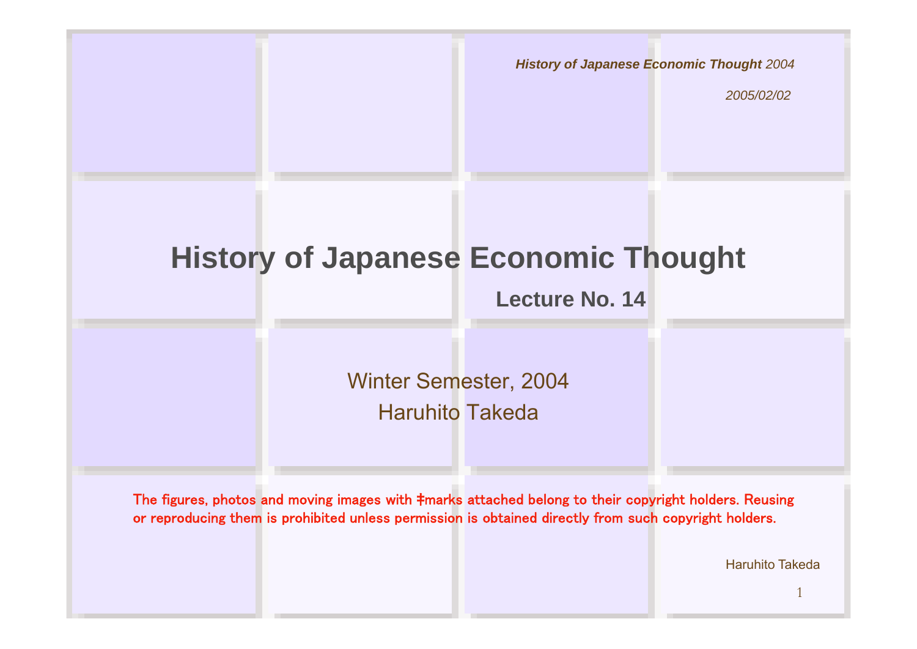# History of Japanese Economic Thought

**Lecture No. 14**

Winter Semester, 2004

Haruhito Takeda

The figures, photos and moving images with ‡marks attached belong to their copyright holders. Reusing or reproducing them is prohibited unless permission is obtained directly from such copyright holders.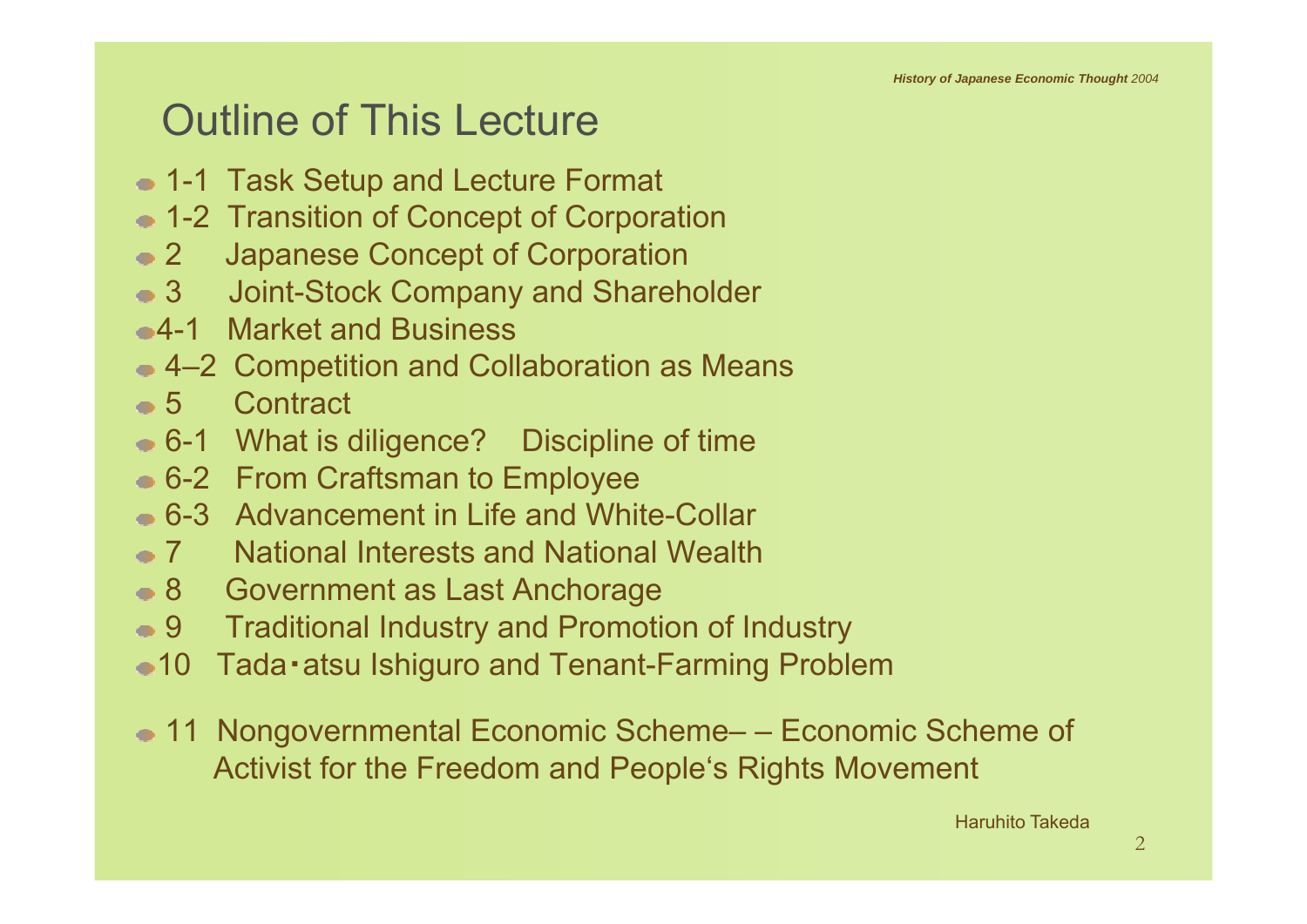# Outline of This Lecture

- 1-1 Task Setup and Lecture Format
- 1-2 Transition of Concept of Corporation
- 2 Japanese Concept of Corporation
- 3 Joint-Stock Company and Shareholder
- 4-1 Market and Business
- 4–2 Competition and Collaboration as Means
- 5 Contract
- 6-1 What is diligence? Discipline of time
- 6-2 From Craftsman to Employee
- 6-3 Advancement in Life and White-Collar
- 7 National Interests and National Wealth
- 8 Government as Last Anchorage
- 9 Traditional Industry and Promotion of Industry
- 10 Tada・atsu Ishiguro and Tenant-Farming Problem
- 11 Nongovernmental Economic Scheme– – Economic Scheme of Activist for the Freedom and People's Rights Movement

Haruhito Takeda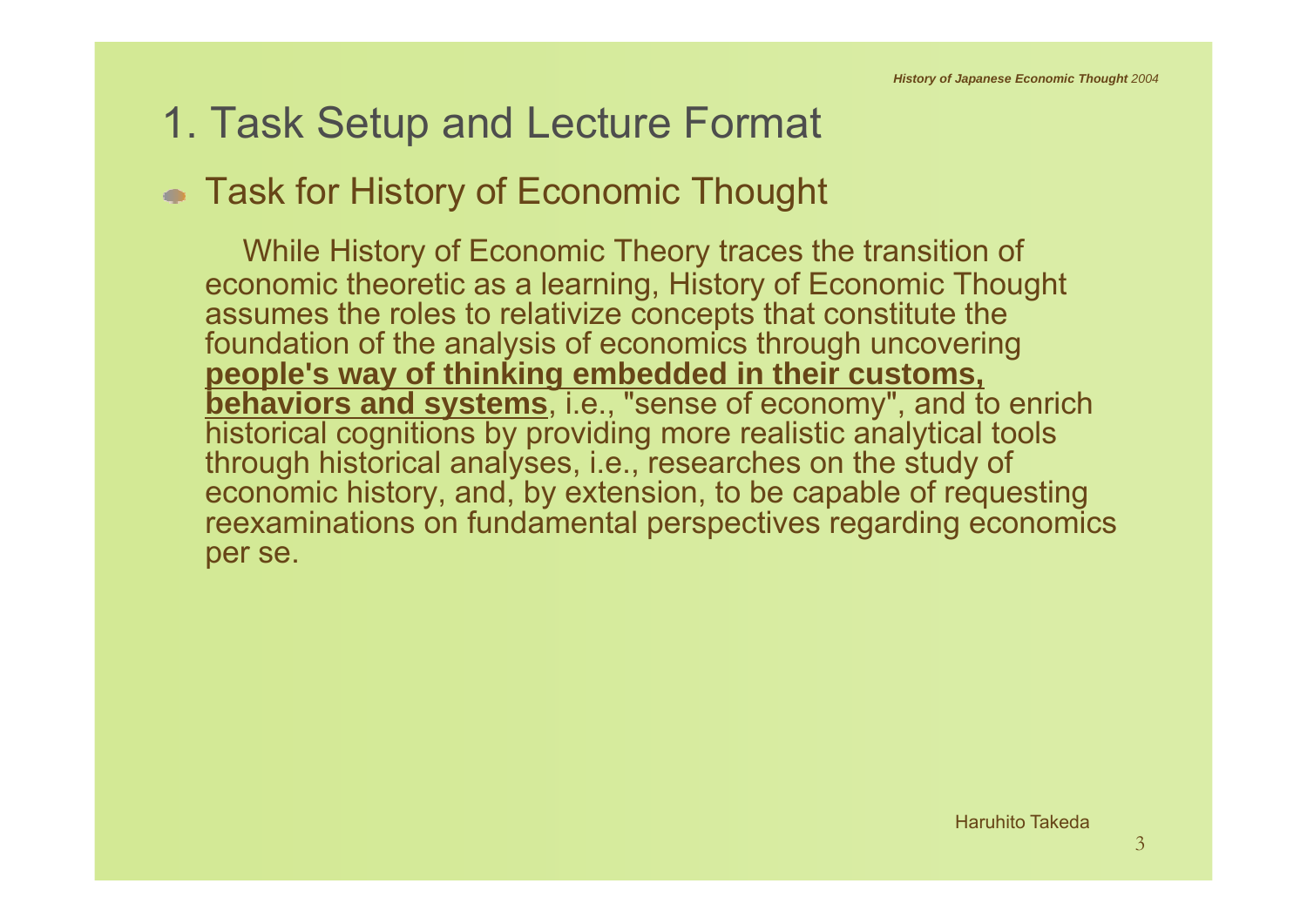# 1. Task Setup and Lecture Format

## Task for History of Economic Thought

While History of Economic Theory traces the transition of economic theoretic as a learning, History of Economic Thought assumes the roles to relativize concepts that constitute the foundation of the analysis of economics through uncovering **people's way of thinking embedded in their customs, behaviors and systems**, i.e., "sense of economy", and to enrich historical cognitions by providing more realistic analytical tools through historical analyses, i.e., researches on the study of economic history, and, by extension, to be capable of requesting reexaminations on fundamental perspectives regarding economics per se.

Haruhito Takeda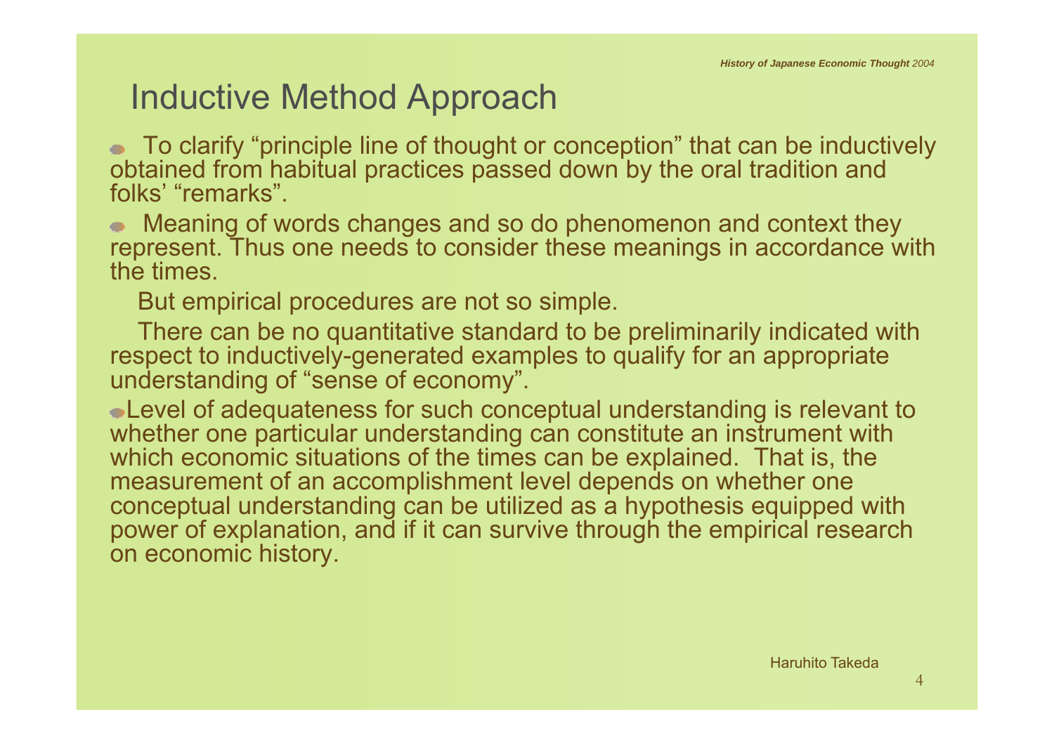# Inductive Method Approach

- To clarify "principle line of thought or conception" that can be inductively obtained from habitual practices passed down by the oral tradition and folks' "remarks".
- Meaning of words changes and so do phenomenon and context they represent. Thus one needs to consider these meanings in accordance with the times.

  But empirical procedures are not so simple.

  There can be no quantitative standard to be preliminarily indicated with respect to inductively-generated examples to qualify for an appropriate understanding of "sense of economy".

- Level of adequateness for such conceptual understanding is relevant to whether one particular understanding can constitute an instrument with which economic situations of the times can be explained. That is, the measurement of an accomplishment level depends on whether one conceptual understanding can be utilized as a hypothesis equipped with power of explanation, and if it can survive through the empirical research on economic history.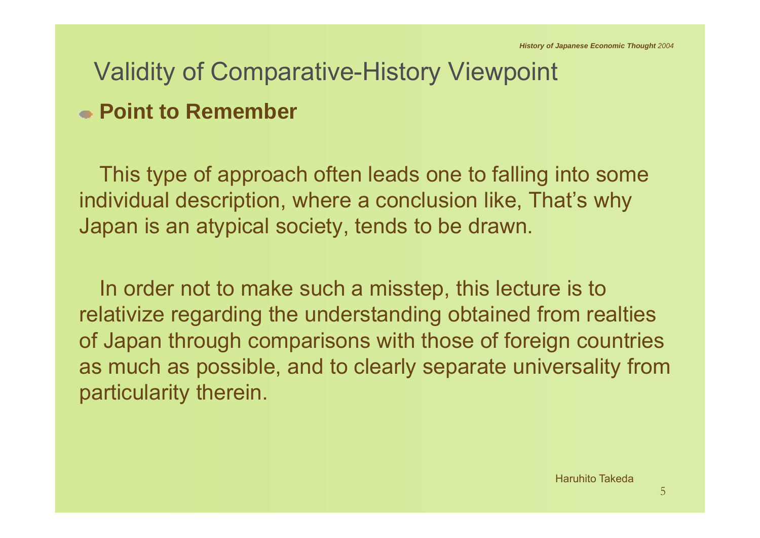# Validity of Comparative-History Viewpoint

- **Point to Remember**

This type of approach often leads one to falling into some individual description, where a conclusion like, That's why Japan is an atypical society, tends to be drawn.

In order not to make such a misstep, this lecture is to relativize regarding the understanding obtained from realties of Japan through comparisons with those of foreign countries as much as possible, and to clearly separate universality from particularity therein.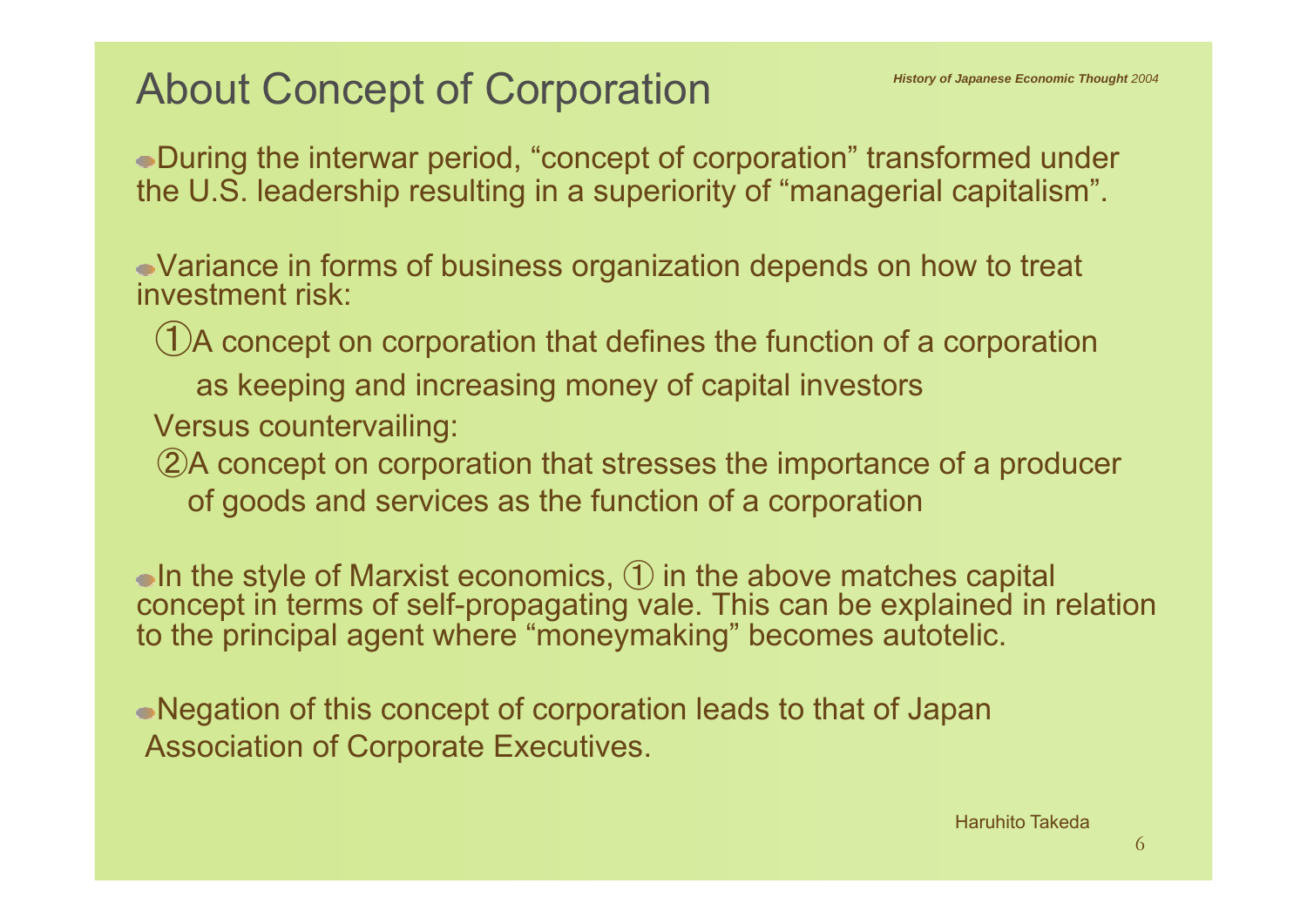# About Concept of Corporation

- During the interwar period, "concept of corporation" transformed under the U.S. leadership resulting in a superiority of "managerial capitalism".

- Variance in forms of business organization depends on how to treat investment risk:

  ①A concept on corporation that defines the function of a corporation as keeping and increasing money of capital investors

  Versus countervailing:

  ②A concept on corporation that stresses the importance of a producer of goods and services as the function of a corporation

- In the style of Marxist economics, ① in the above matches capital concept in terms of self-propagating vale. This can be explained in relation to the principal agent where "moneymaking" becomes autotelic.

- Negation of this concept of corporation leads to that of Japan Association of Corporate Executives.

Haruhito Takeda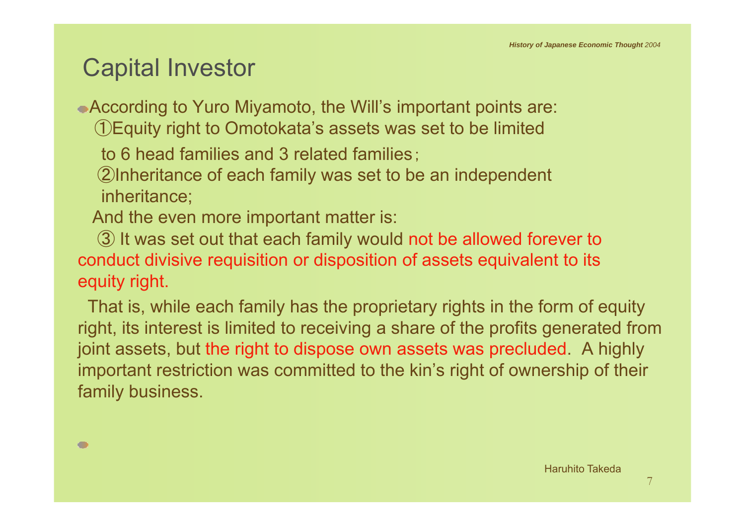# Capital Investor

- According to Yuro Miyamoto, the Will's important points are:

  ①Equity right to Omotokata's assets was set to be limited to 6 head families and 3 related families；

  ②Inheritance of each family was set to be an independent inheritance;

  And the even more important matter is:

  ③ It was set out that each family would not be allowed forever to conduct divisive requisition or disposition of assets equivalent to its equity right.

  That is, while each family has the proprietary rights in the form of equity right, its interest is limited to receiving a share of the profits generated from joint assets, but the right to dispose own assets was precluded. A highly important restriction was committed to the kin's right of ownership of their family business.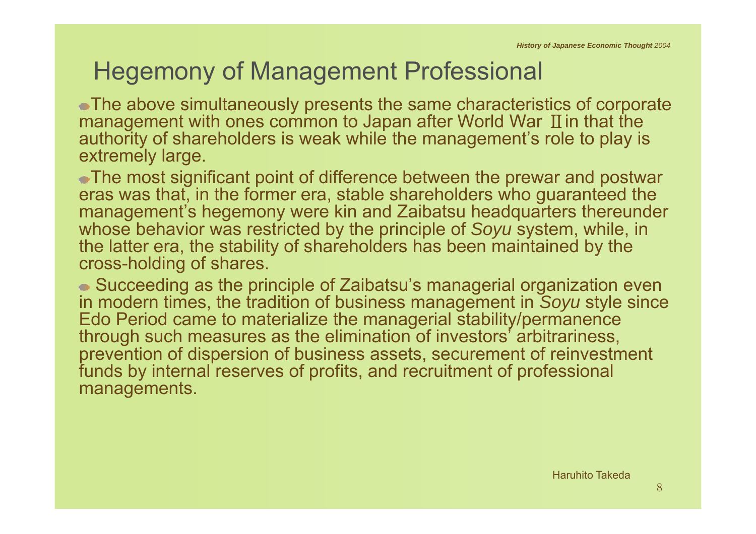# Hegemony of Management Professional

- The above simultaneously presents the same characteristics of corporate management with ones common to Japan after World War Ⅱ in that the authority of shareholders is weak while the management's role to play is extremely large.
- The most significant point of difference between the prewar and postwar eras was that, in the former era, stable shareholders who guaranteed the management's hegemony were kin and Zaibatsu headquarters thereunder whose behavior was restricted by the principle of *Soyu* system, while, in the latter era, the stability of shareholders has been maintained by the cross-holding of shares.
- Succeeding as the principle of Zaibatsu's managerial organization even in modern times, the tradition of business management in *Soyu* style since Edo Period came to materialize the managerial stability/permanence through such measures as the elimination of investors' arbitrariness, prevention of dispersion of business assets, securement of reinvestment funds by internal reserves of profits, and recruitment of professional managements.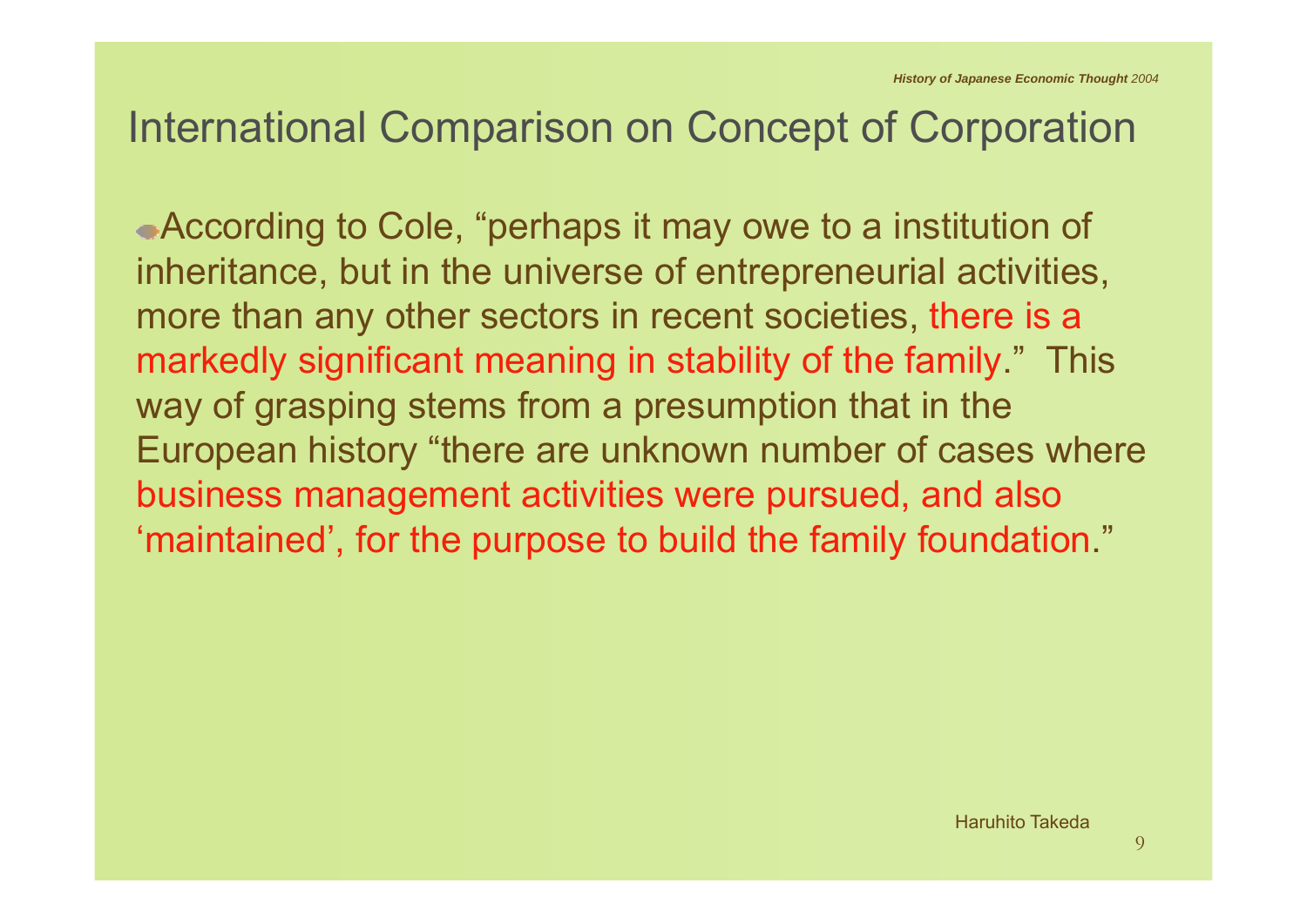# International Comparison on Concept of Corporation

- According to Cole, “perhaps it may owe to a institution of inheritance, but in the universe of entrepreneurial activities, more than any other sectors in recent societies, there is a markedly significant meaning in stability of the family.” This way of grasping stems from a presumption that in the European history “there are unknown number of cases where business management activities were pursued, and also ‘maintained’, for the purpose to build the family foundation.”

Haruhito Takeda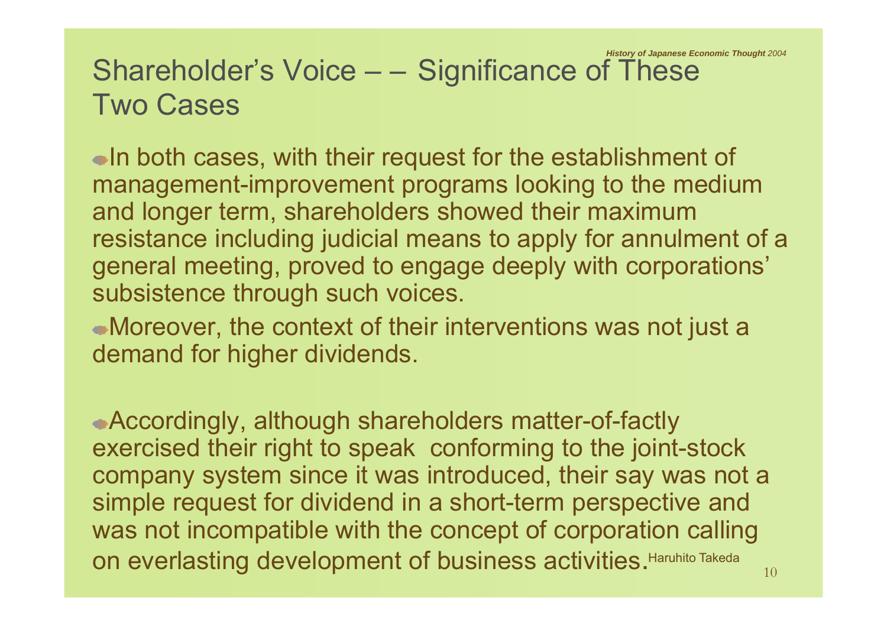## Shareholder's Voice – – Significance of These Two Cases

- In both cases, with their request for the establishment of management-improvement programs looking to the medium and longer term, shareholders showed their maximum resistance including judicial means to apply for annulment of a general meeting, proved to engage deeply with corporations' subsistence through such voices.
- Moreover, the context of their interventions was not just a demand for higher dividends.

- Accordingly, although shareholders matter-of-factly exercised their right to speak conforming to the joint-stock company system since it was introduced, their say was not a simple request for dividend in a short-term perspective and was not incompatible with the concept of corporation calling on everlasting development of business activities.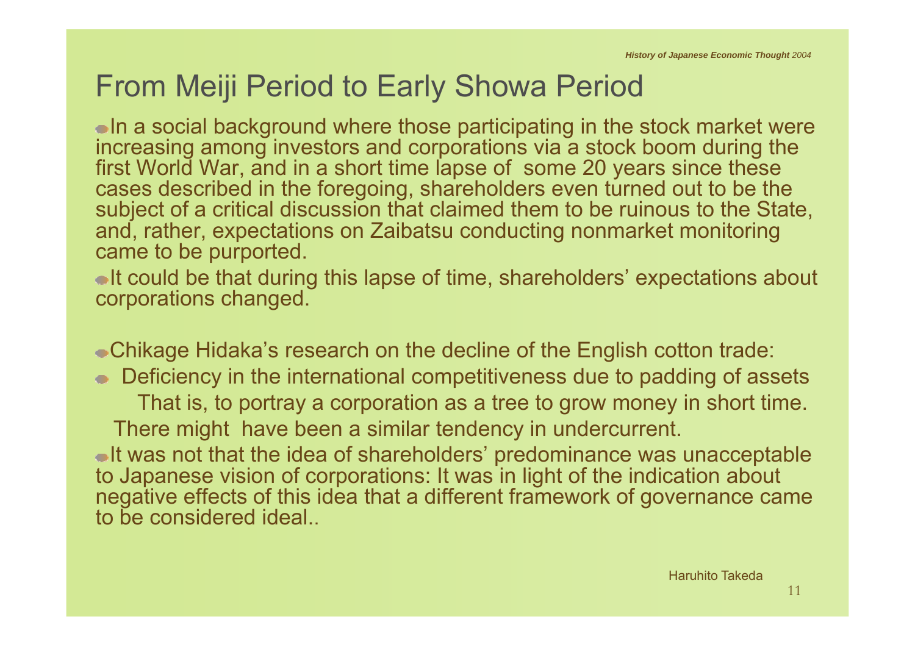## From Meiji Period to Early Showa Period

- In a social background where those participating in the stock market were increasing among investors and corporations via a stock boom during the first World War, and in a short time lapse of some 20 years since these cases described in the foregoing, shareholders even turned out to be the subject of a critical discussion that claimed them to be ruinous to the State, and, rather, expectations on Zaibatsu conducting nonmarket monitoring came to be purported.
- It could be that during this lapse of time, shareholders' expectations about corporations changed.

- Chikage Hidaka's research on the decline of the English cotton trade:
- Deficiency in the international competitiveness due to padding of assets

  That is, to portray a corporation as a tree to grow money in short time.

  There might have been a similar tendency in undercurrent.
- It was not that the idea of shareholders' predominance was unacceptable to Japanese vision of corporations: It was in light of the indication about negative effects of this idea that a different framework of governance came to be considered ideal..

Haruhito Takeda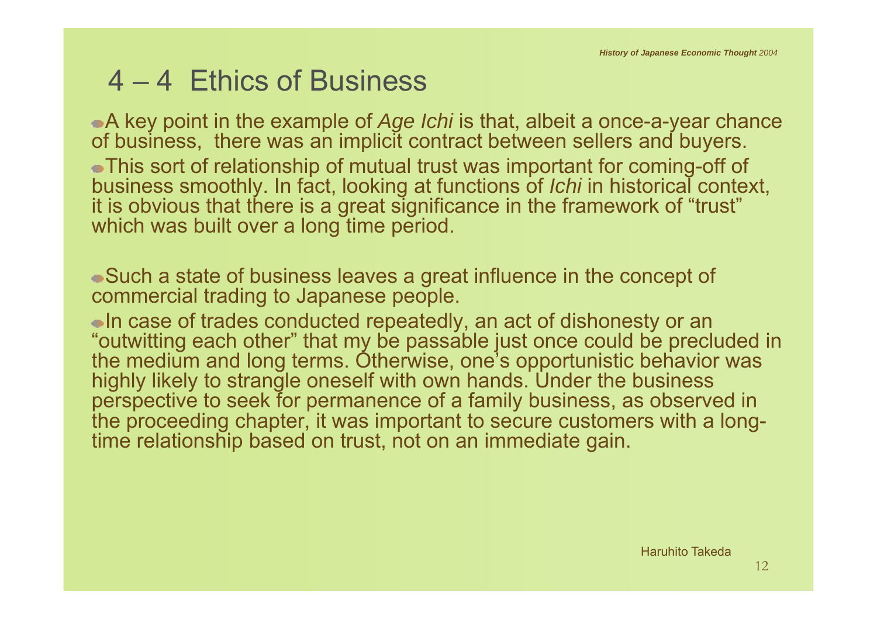## 4 – 4 Ethics of Business

- A key point in the example of *Age Ichi* is that, albeit a once-a-year chance of business, there was an implicit contract between sellers and buyers.
- This sort of relationship of mutual trust was important for coming-off of business smoothly. In fact, looking at functions of *Ichi* in historical context, it is obvious that there is a great significance in the framework of "trust" which was built over a long time period.

- Such a state of business leaves a great influence in the concept of commercial trading to Japanese people.
- In case of trades conducted repeatedly, an act of dishonesty or an "outwitting each other" that my be passable just once could be precluded in the medium and long terms. Otherwise, one's opportunistic behavior was highly likely to strangle oneself with own hands. Under the business perspective to seek for permanence of a family business, as observed in the proceeding chapter, it was important to secure customers with a long-time relationship based on trust, not on an immediate gain.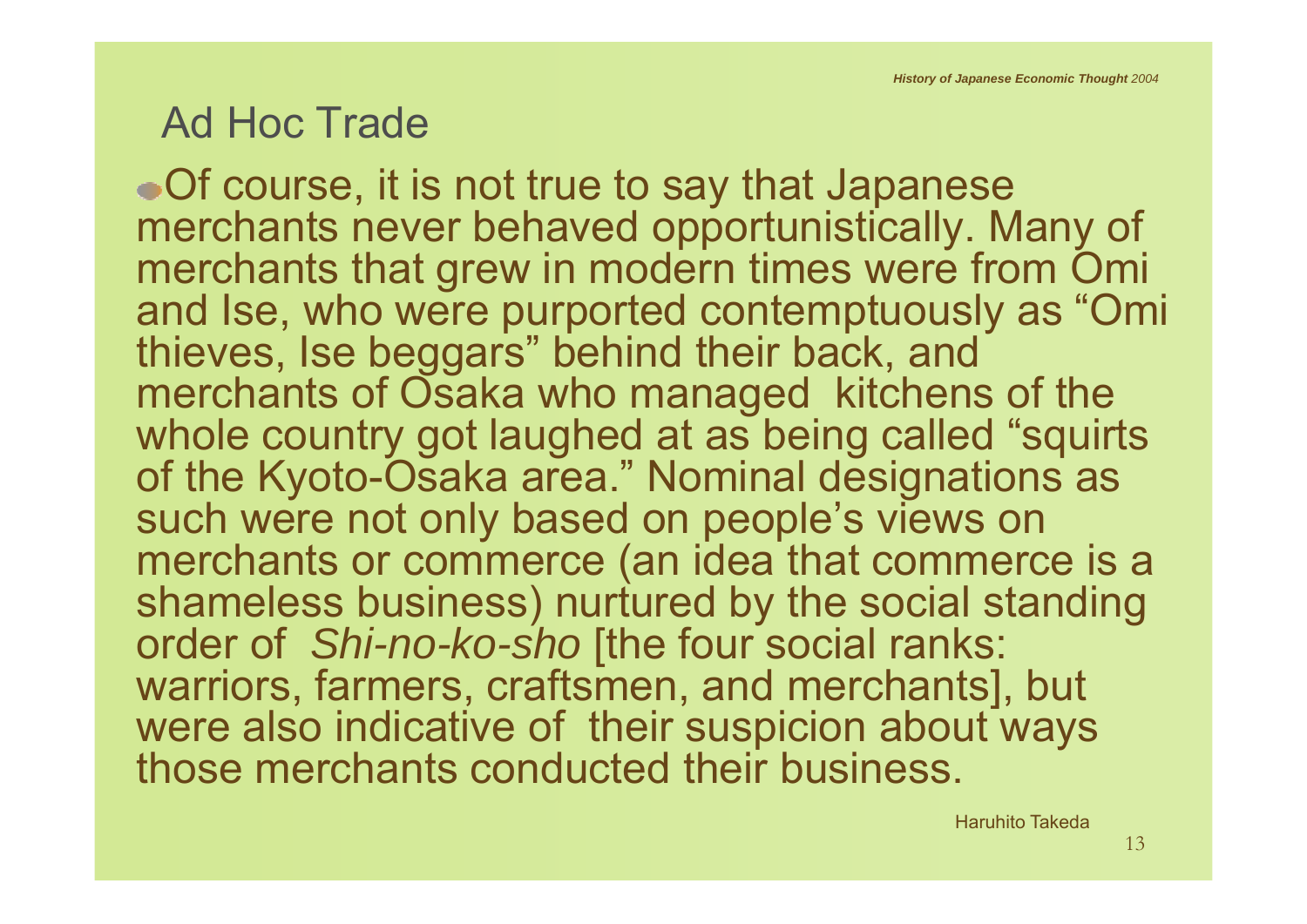## Ad Hoc Trade

- Of course, it is not true to say that Japanese merchants never behaved opportunistically. Many of merchants that grew in modern times were from Omi and Ise, who were purported contemptuously as "Omi thieves, Ise beggars" behind their back, and merchants of Osaka who managed kitchens of the whole country got laughed at as being called "squirts of the Kyoto-Osaka area." Nominal designations as such were not only based on people's views on merchants or commerce (an idea that commerce is a shameless business) nurtured by the social standing order of *Shi-no-ko-sho* [the four social ranks: warriors, farmers, craftsmen, and merchants], but were also indicative of their suspicion about ways those merchants conducted their business.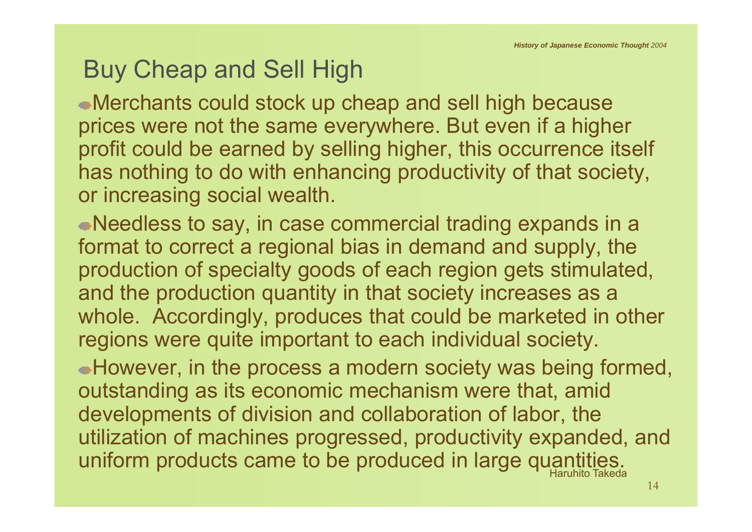## Buy Cheap and Sell High

- Merchants could stock up cheap and sell high because prices were not the same everywhere. But even if a higher profit could be earned by selling higher, this occurrence itself has nothing to do with enhancing productivity of that society, or increasing social wealth.
- Needless to say, in case commercial trading expands in a format to correct a regional bias in demand and supply, the production of specialty goods of each region gets stimulated, and the production quantity in that society increases as a whole. Accordingly, produces that could be marketed in other regions were quite important to each individual society.
- However, in the process a modern society was being formed, outstanding as its economic mechanism were that, amid developments of division and collaboration of labor, the utilization of machines progressed, productivity expanded, and uniform products came to be produced in large quantities.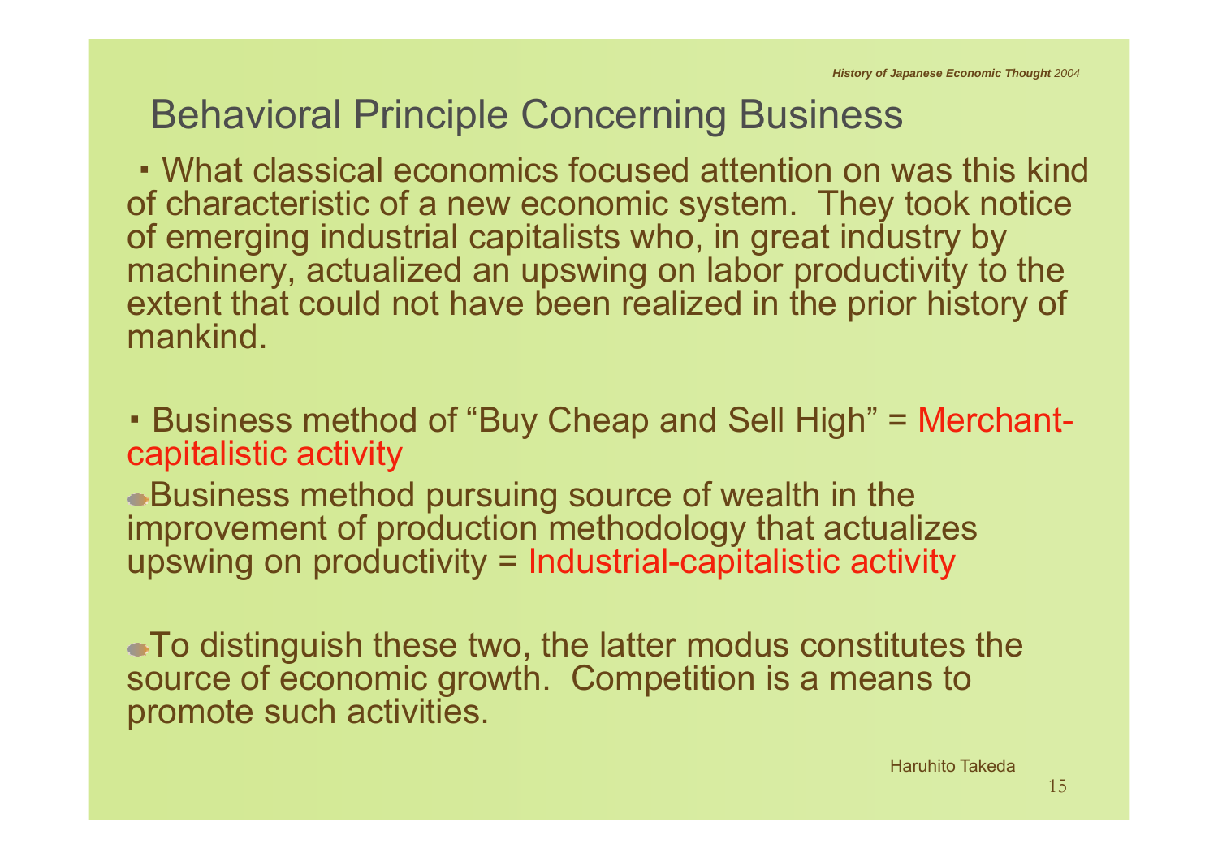# Behavioral Principle Concerning Business

- What classical economics focused attention on was this kind of characteristic of a new economic system. They took notice of emerging industrial capitalists who, in great industry by machinery, actualized an upswing on labor productivity to the extent that could not have been realized in the prior history of mankind.

- Business method of "Buy Cheap and Sell High" = Merchant-capitalistic activity

- Business method pursuing source of wealth in the improvement of production methodology that actualizes upswing on productivity = Industrial-capitalistic activity

- To distinguish these two, the latter modus constitutes the source of economic growth. Competition is a means to promote such activities.

Haruhito Takeda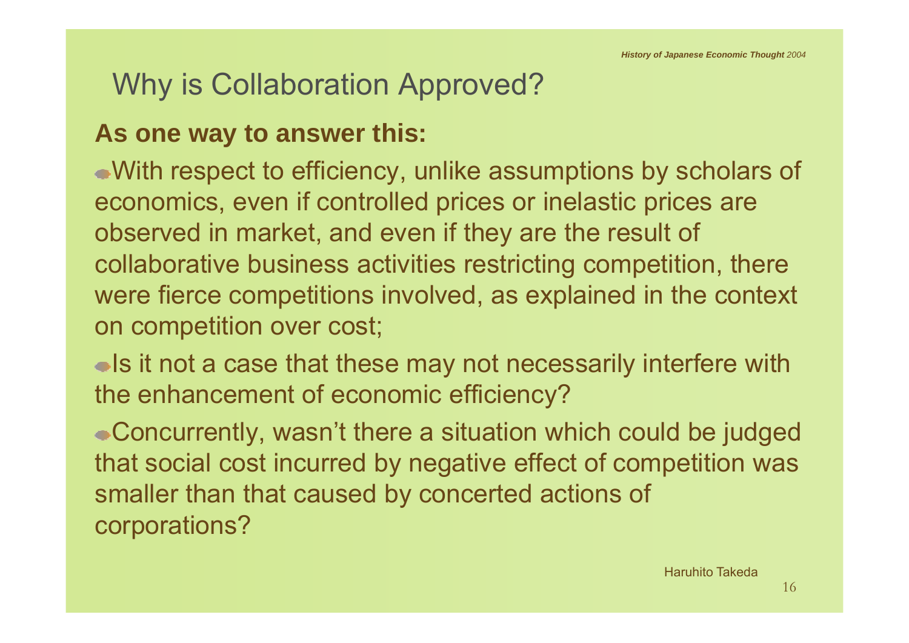## Why is Collaboration Approved?

**As one way to answer this:**

- With respect to efficiency, unlike assumptions by scholars of economics, even if controlled prices or inelastic prices are observed in market, and even if they are the result of collaborative business activities restricting competition, there were fierce competitions involved, as explained in the context on competition over cost;
- Is it not a case that these may not necessarily interfere with the enhancement of economic efficiency?
- Concurrently, wasn't there a situation which could be judged that social cost incurred by negative effect of competition was smaller than that caused by concerted actions of corporations?

Haruhito Takeda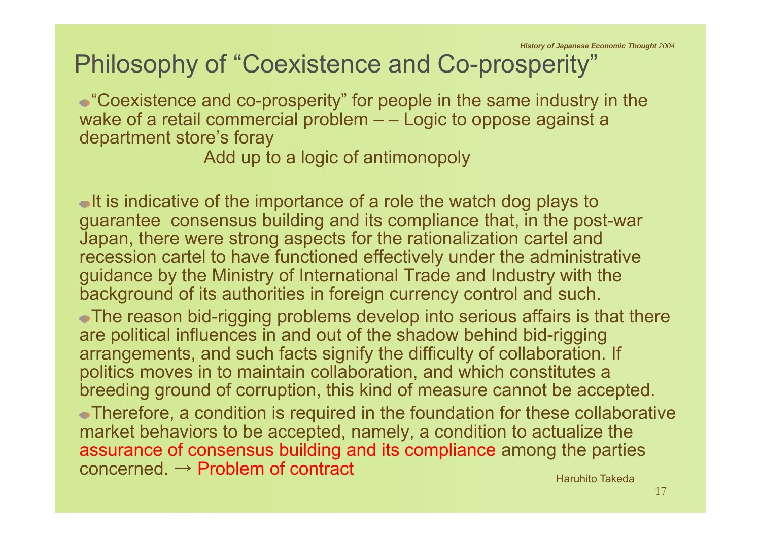# Philosophy of "Coexistence and Co-prosperity"

- "Coexistence and co-prosperity" for people in the same industry in the wake of a retail commercial problem – – Logic to oppose against a department store's foray

  Add up to a logic of antimonopoly

- It is indicative of the importance of a role the watch dog plays to guarantee consensus building and its compliance that, in the post-war Japan, there were strong aspects for the rationalization cartel and recession cartel to have functioned effectively under the administrative guidance by the Ministry of International Trade and Industry with the background of its authorities in foreign currency control and such.
- The reason bid-rigging problems develop into serious affairs is that there are political influences in and out of the shadow behind bid-rigging arrangements, and such facts signify the difficulty of collaboration. If politics moves in to maintain collaboration, and which constitutes a breeding ground of corruption, this kind of measure cannot be accepted.
- Therefore, a condition is required in the foundation for these collaborative market behaviors to be accepted, namely, a condition to actualize the assurance of consensus building and its compliance among the parties concerned. → Problem of contract

Haruhito Takeda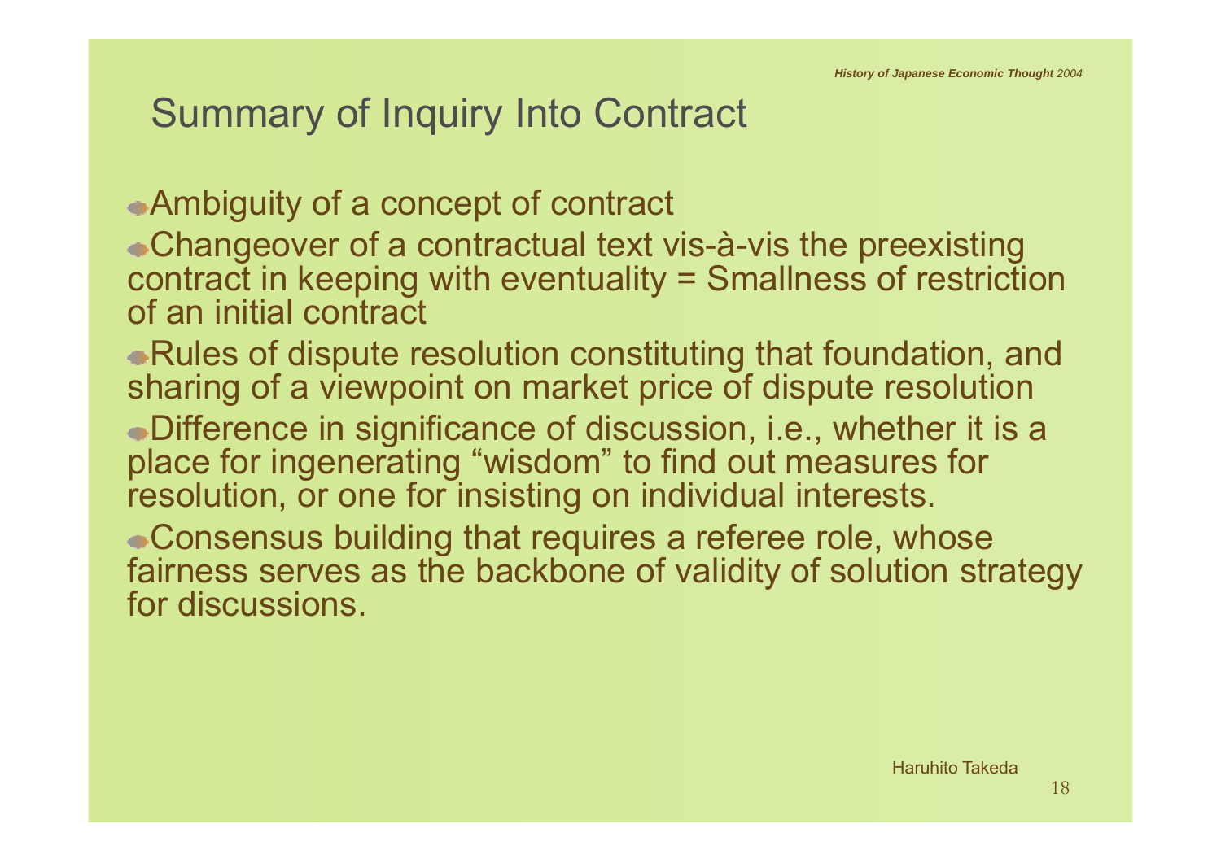## Summary of Inquiry Into Contract

- Ambiguity of a concept of contract
- Changeover of a contractual text vis-à-vis the preexisting contract in keeping with eventuality = Smallness of restriction of an initial contract
- Rules of dispute resolution constituting that foundation, and sharing of a viewpoint on market price of dispute resolution
- Difference in significance of discussion, i.e., whether it is a place for ingenerating "wisdom" to find out measures for resolution, or one for insisting on individual interests.
- Consensus building that requires a referee role, whose fairness serves as the backbone of validity of solution strategy for discussions.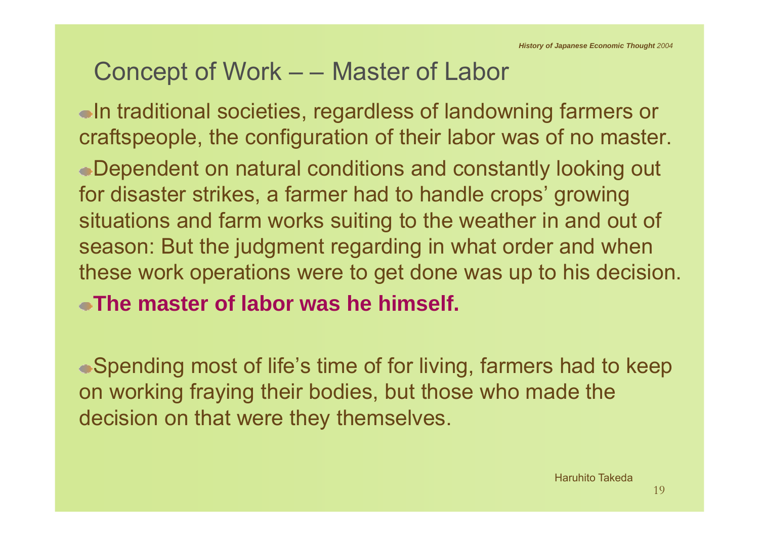## Concept of Work – – Master of Labor

- In traditional societies, regardless of landowning farmers or craftspeople, the configuration of their labor was of no master.
- Dependent on natural conditions and constantly looking out for disaster strikes, a farmer had to handle crops' growing situations and farm works suiting to the weather in and out of season: But the judgment regarding in what order and when these work operations were to get done was up to his decision.
- **The master of labor was he himself.**

- Spending most of life's time of for living, farmers had to keep on working fraying their bodies, but those who made the decision on that were they themselves.

Haruhito Takeda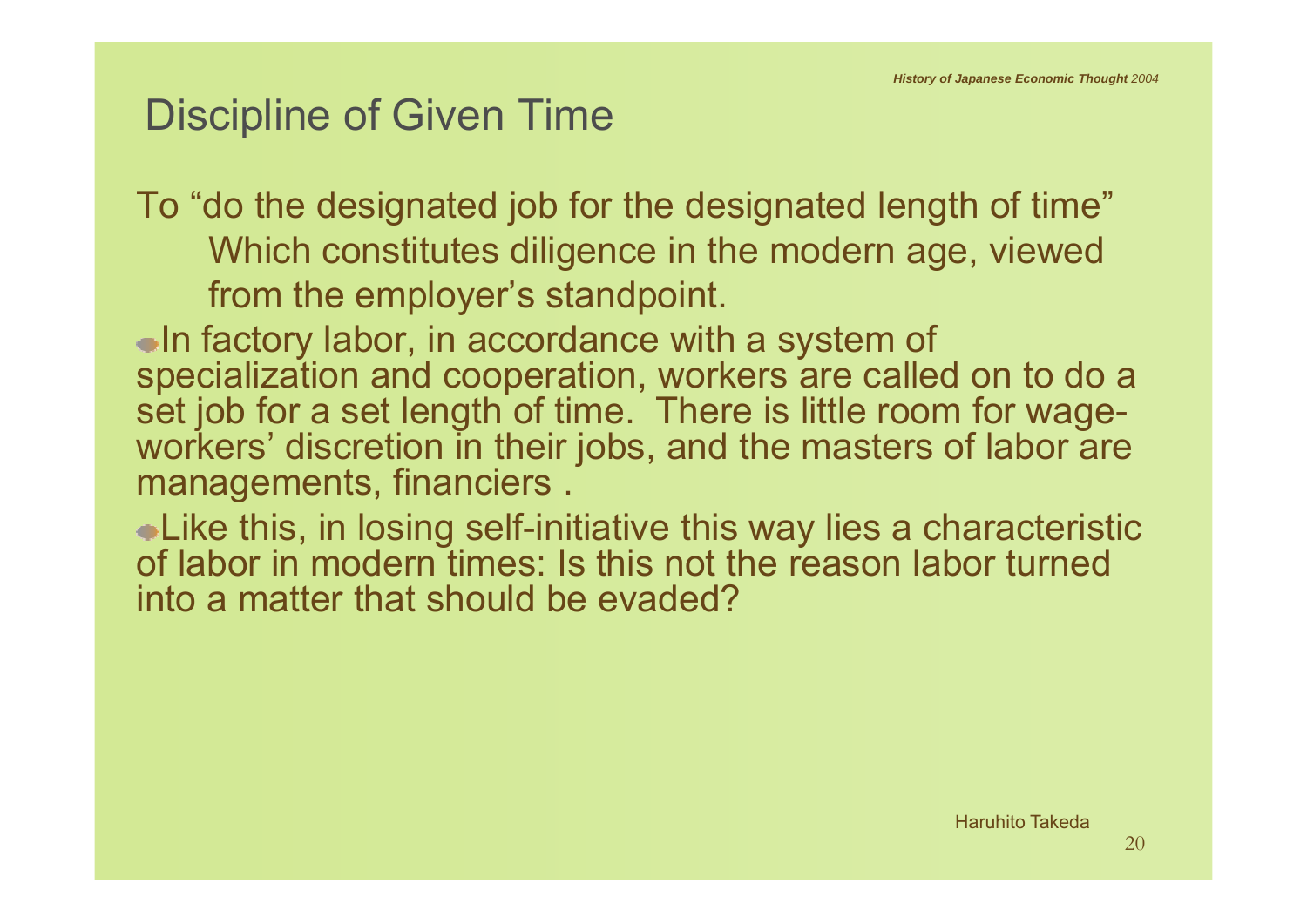## Discipline of Given Time

To "do the designated job for the designated length of time"

Which constitutes diligence in the modern age, viewed from the employer's standpoint.

- In factory labor, in accordance with a system of specialization and cooperation, workers are called on to do a set job for a set length of time.  There is little room for wage-workers' discretion in their jobs, and the masters of labor are managements, financiers .
- Like this, in losing self-initiative this way lies a characteristic of labor in modern times: Is this not the reason labor turned into a matter that should be evaded?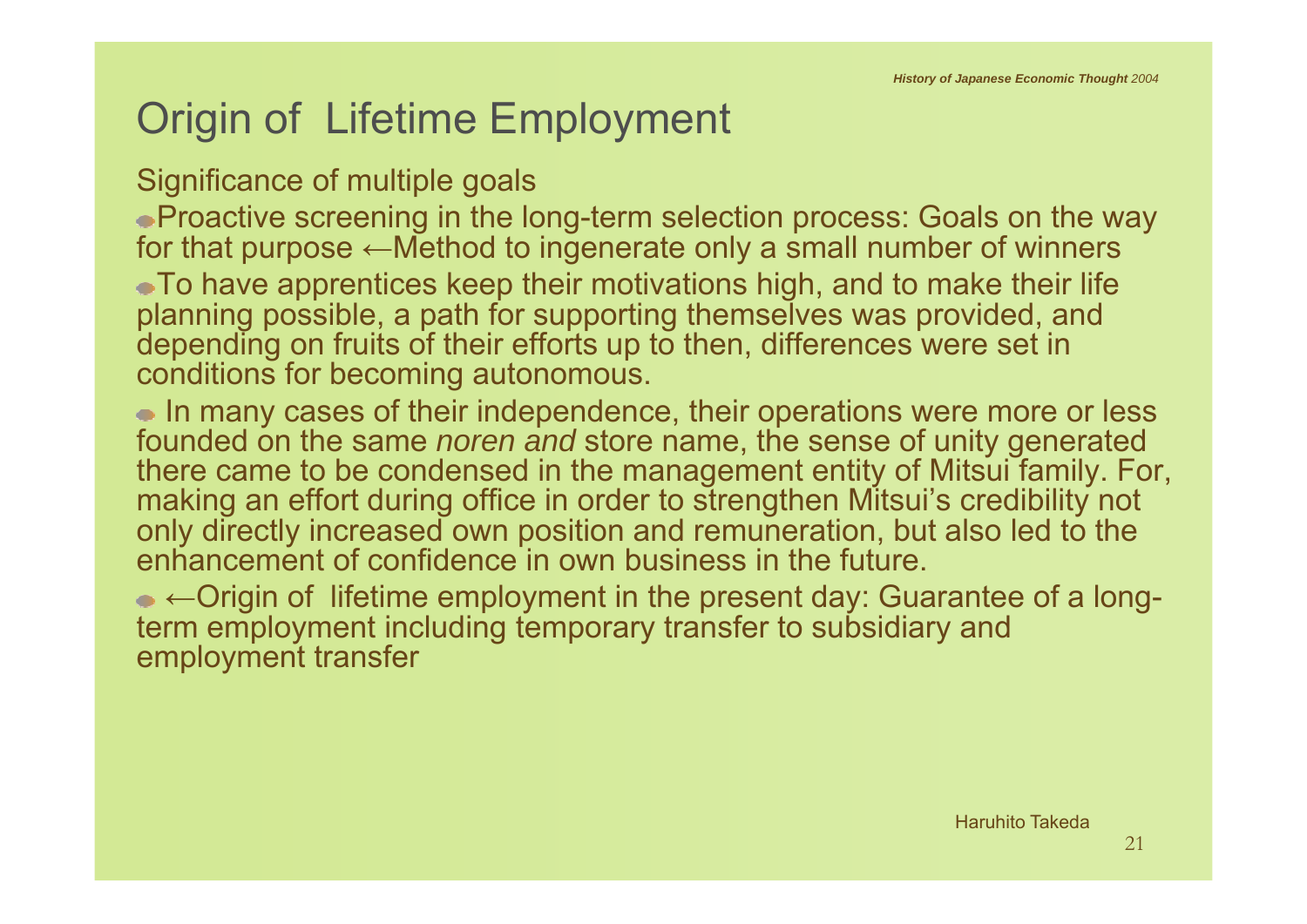# Origin of Lifetime Employment

Significance of multiple goals

- Proactive screening in the long-term selection process: Goals on the way for that purpose ←Method to ingenerate only a small number of winners
- To have apprentices keep their motivations high, and to make their life planning possible, a path for supporting themselves was provided, and depending on fruits of their efforts up to then, differences were set in conditions for becoming autonomous.
- In many cases of their independence, their operations were more or less founded on the same *noren and* store name, the sense of unity generated there came to be condensed in the management entity of Mitsui family. For, making an effort during office in order to strengthen Mitsui's credibility not only directly increased own position and remuneration, but also led to the enhancement of confidence in own business in the future.
- ←Origin of lifetime employment in the present day: Guarantee of a long-term employment including temporary transfer to subsidiary and employment transfer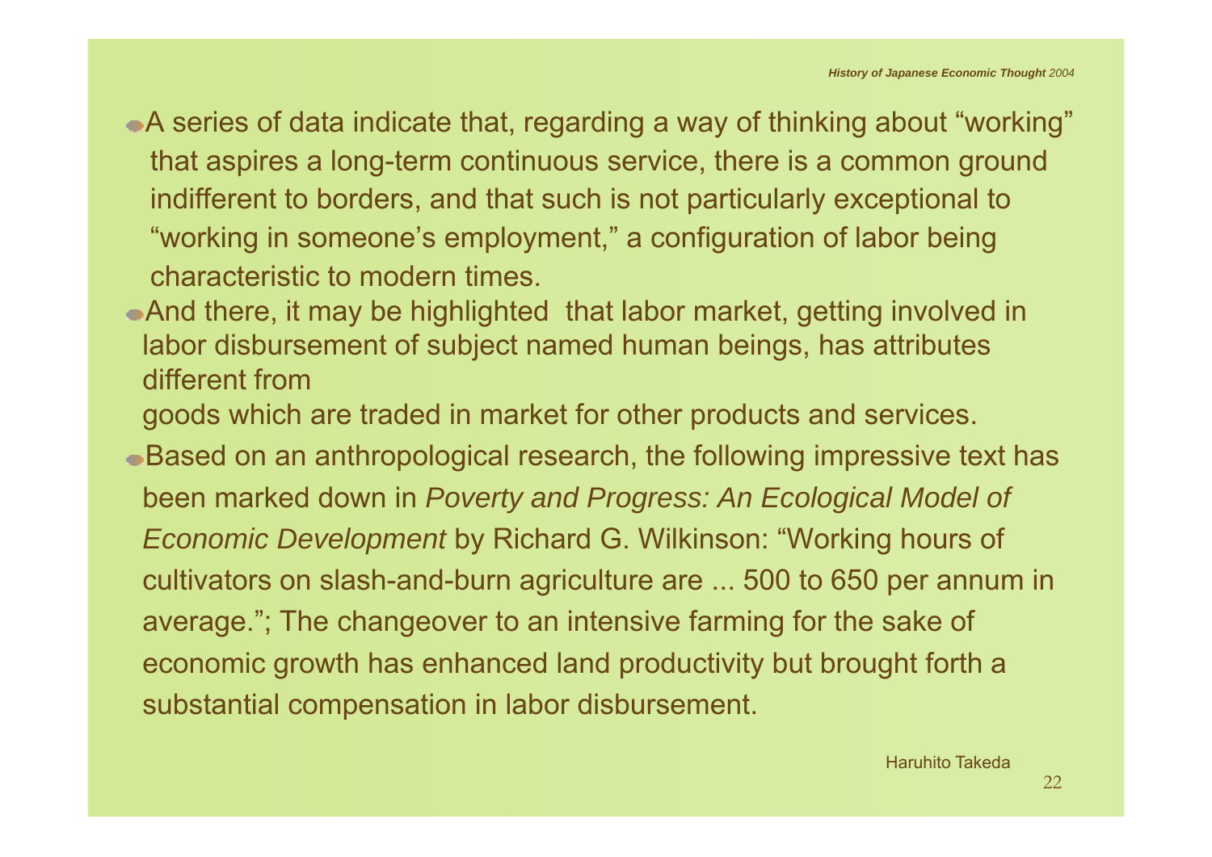- A series of data indicate that, regarding a way of thinking about "working" that aspires a long-term continuous service, there is a common ground indifferent to borders, and that such is not particularly exceptional to "working in someone's employment," a configuration of labor being characteristic to modern times.
- And there, it may be highlighted that labor market, getting involved in labor disbursement of subject named human beings, has attributes different from goods which are traded in market for other products and services.
- Based on an anthropological research, the following impressive text has been marked down in *Poverty and Progress: An Ecological Model of Economic Development* by Richard G. Wilkinson: "Working hours of cultivators on slash-and-burn agriculture are ... 500 to 650 per annum in average."; The changeover to an intensive farming for the sake of economic growth has enhanced land productivity but brought forth a substantial compensation in labor disbursement.

Haruhito Takeda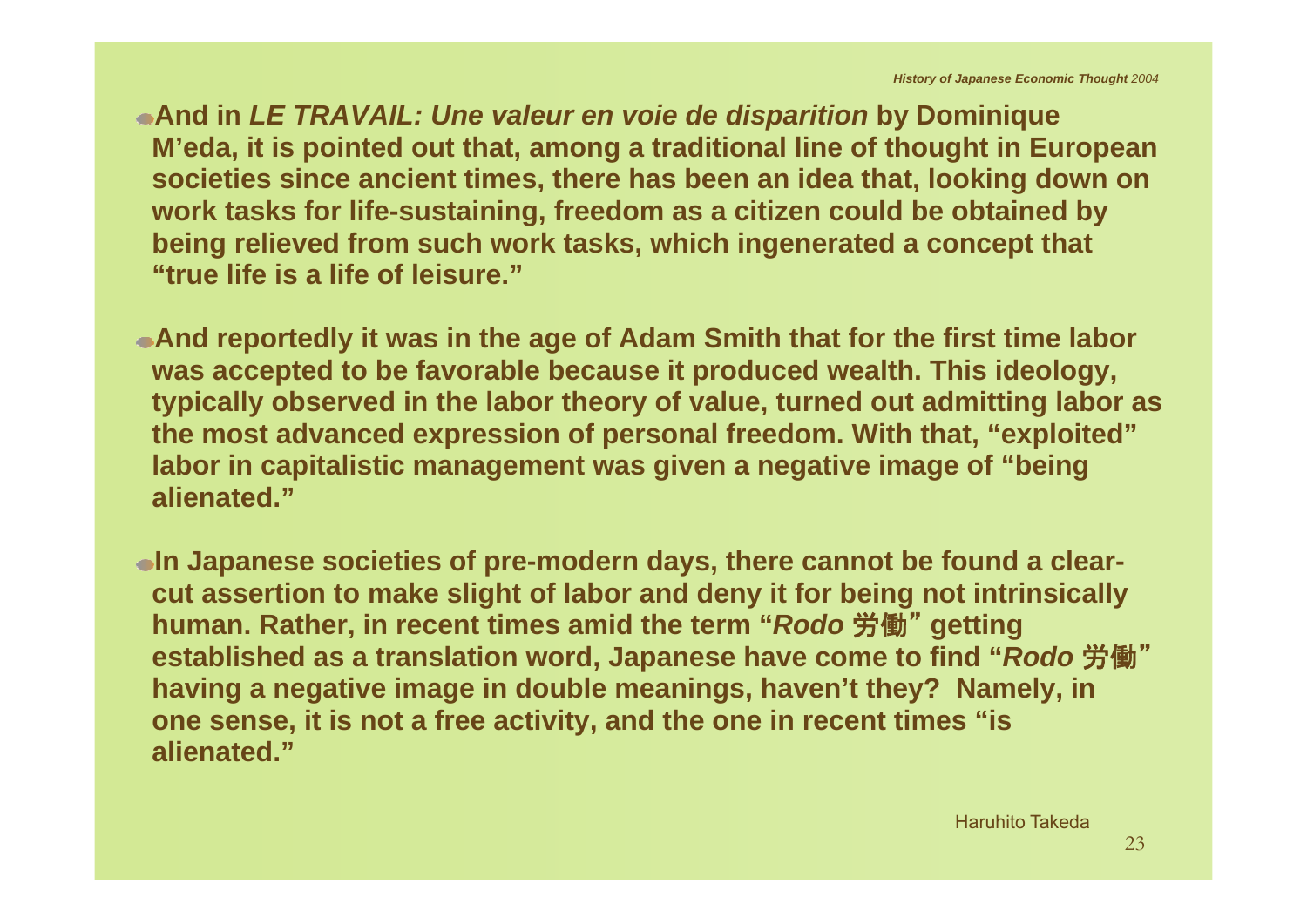- **And in *LE TRAVAIL: Une valeur en voie de disparition* by Dominique M'eda, it is pointed out that, among a traditional line of thought in European societies since ancient times, there has been an idea that, looking down on work tasks for life-sustaining, freedom as a citizen could be obtained by being relieved from such work tasks, which ingenerated a concept that "true life is a life of leisure."**

- **And reportedly it was in the age of Adam Smith that for the first time labor was accepted to be favorable because it produced wealth. This ideology, typically observed in the labor theory of value, turned out admitting labor as the most advanced expression of personal freedom. With that, "exploited" labor in capitalistic management was given a negative image of "being alienated."**

- **In Japanese societies of pre-modern days, there cannot be found a clear-cut assertion to make slight of labor and deny it for being not intrinsically human. Rather, in recent times amid the term "*Rodo* 労働" getting established as a translation word, Japanese have come to find "*Rodo* 労働" having a negative image in double meanings, haven't they? Namely, in one sense, it is not a free activity, and the one in recent times "is alienated."**

Haruhito Takeda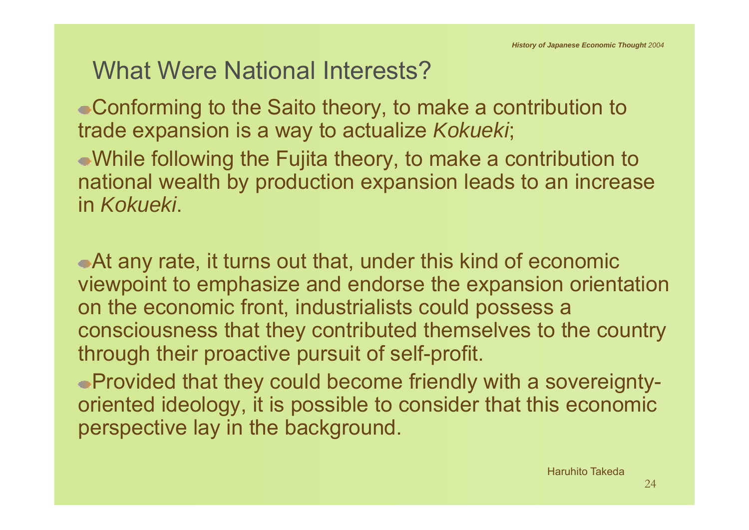# What Were National Interests?

- Conforming to the Saito theory, to make a contribution to trade expansion is a way to actualize *Kokueki*;
- While following the Fujita theory, to make a contribution to national wealth by production expansion leads to an increase in *Kokueki*.

- At any rate, it turns out that, under this kind of economic viewpoint to emphasize and endorse the expansion orientation on the economic front, industrialists could possess a consciousness that they contributed themselves to the country through their proactive pursuit of self-profit.
- Provided that they could become friendly with a sovereignty-oriented ideology, it is possible to consider that this economic perspective lay in the background.

Haruhito Takeda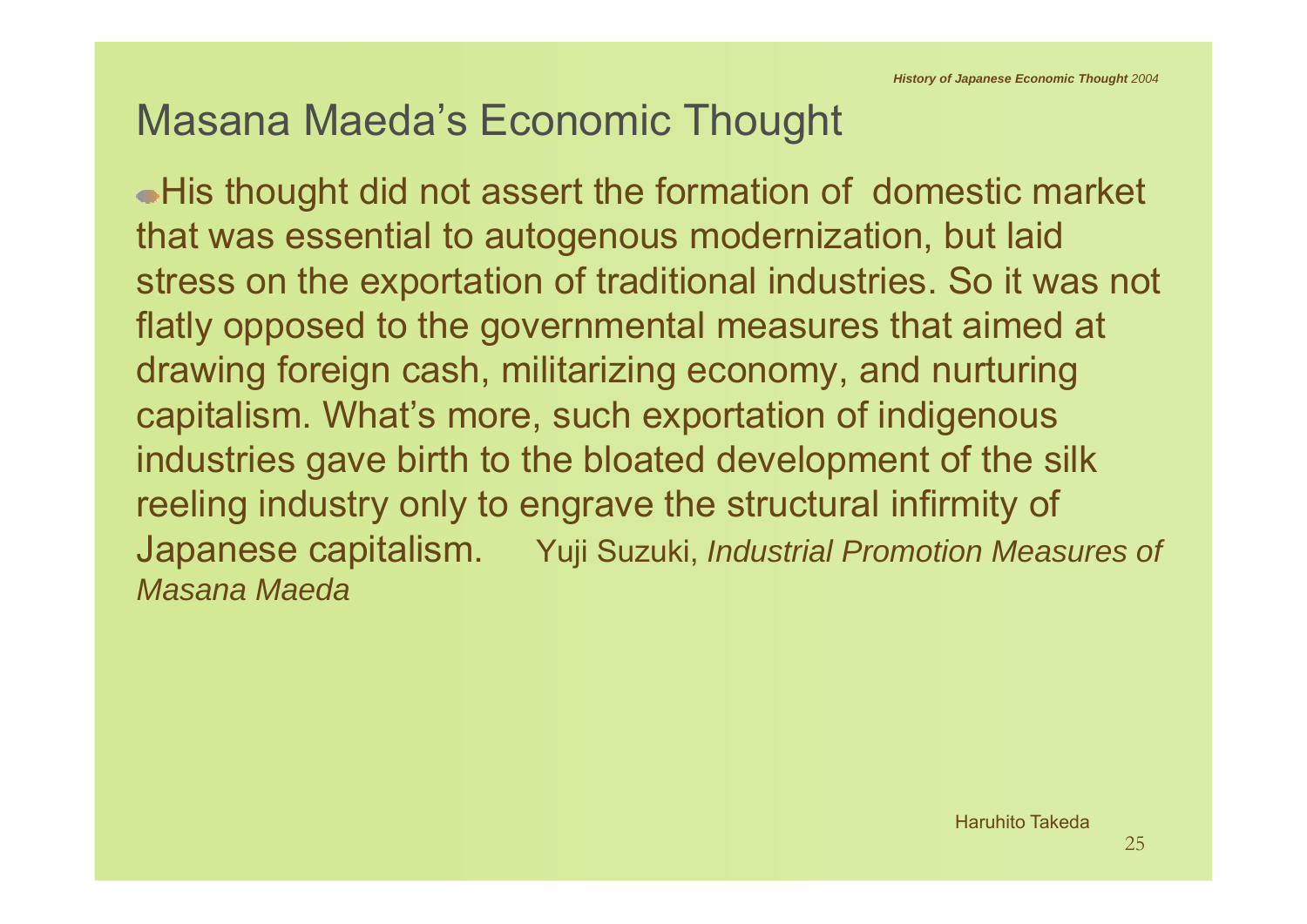## Masana Maeda's Economic Thought

- His thought did not assert the formation of domestic market that was essential to autogenous modernization, but laid stress on the exportation of traditional industries. So it was not flatly opposed to the governmental measures that aimed at drawing foreign cash, militarizing economy, and nurturing capitalism. What's more, such exportation of indigenous industries gave birth to the bloated development of the silk reeling industry only to engrave the structural infirmity of Japanese capitalism. Yuji Suzuki, *Industrial Promotion Measures of Masana Maeda*

Haruhito Takeda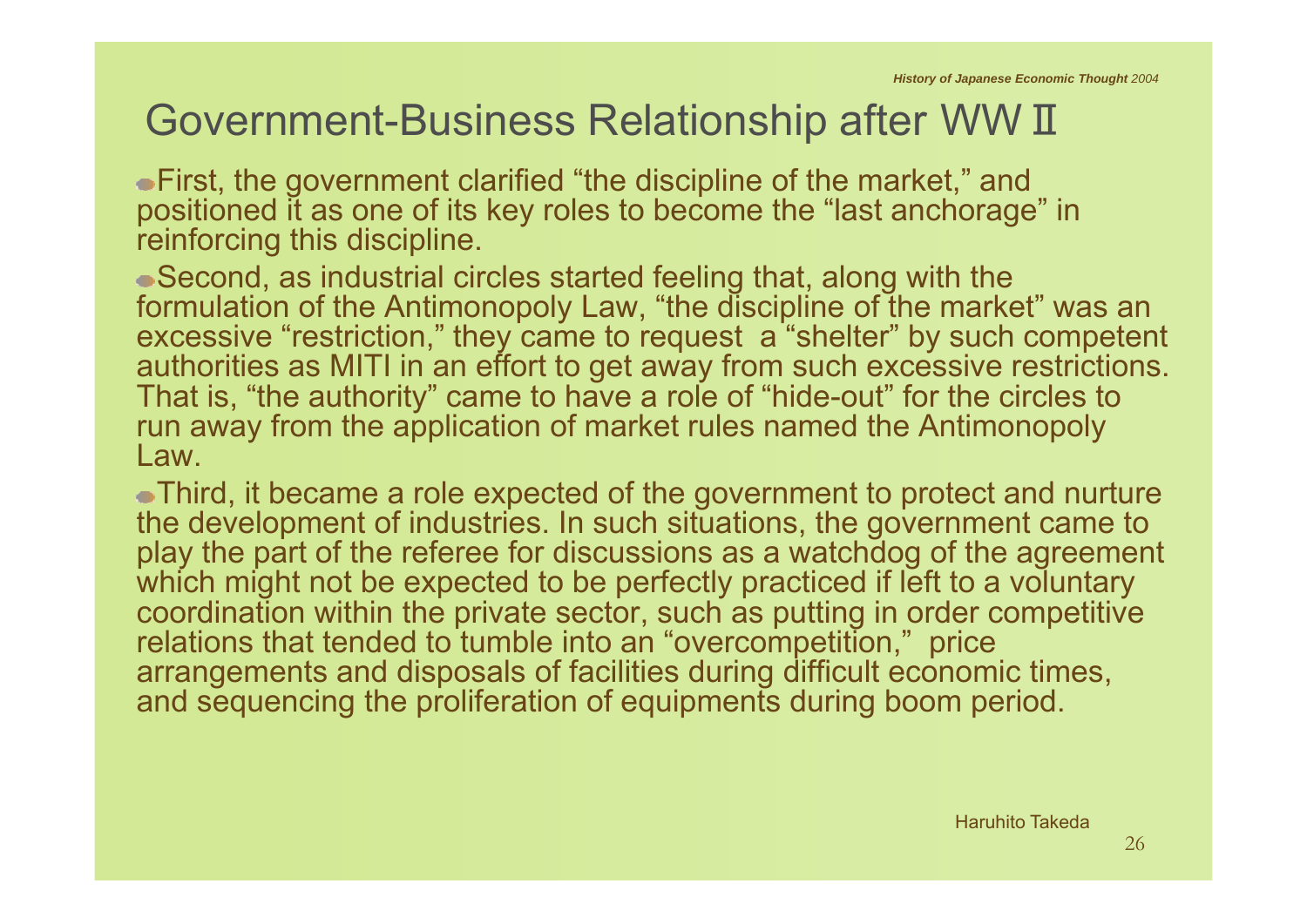# Government-Business Relationship after WW Ⅱ

- First, the government clarified "the discipline of the market," and positioned it as one of its key roles to become the "last anchorage" in reinforcing this discipline.
- Second, as industrial circles started feeling that, along with the formulation of the Antimonopoly Law, "the discipline of the market" was an excessive "restriction," they came to request a "shelter" by such competent authorities as MITI in an effort to get away from such excessive restrictions. That is, "the authority" came to have a role of "hide-out" for the circles to run away from the application of market rules named the Antimonopoly Law.
- Third, it became a role expected of the government to protect and nurture the development of industries. In such situations, the government came to play the part of the referee for discussions as a watchdog of the agreement which might not be expected to be perfectly practiced if left to a voluntary coordination within the private sector, such as putting in order competitive relations that tended to tumble into an "overcompetition," price arrangements and disposals of facilities during difficult economic times, and sequencing the proliferation of equipments during boom period.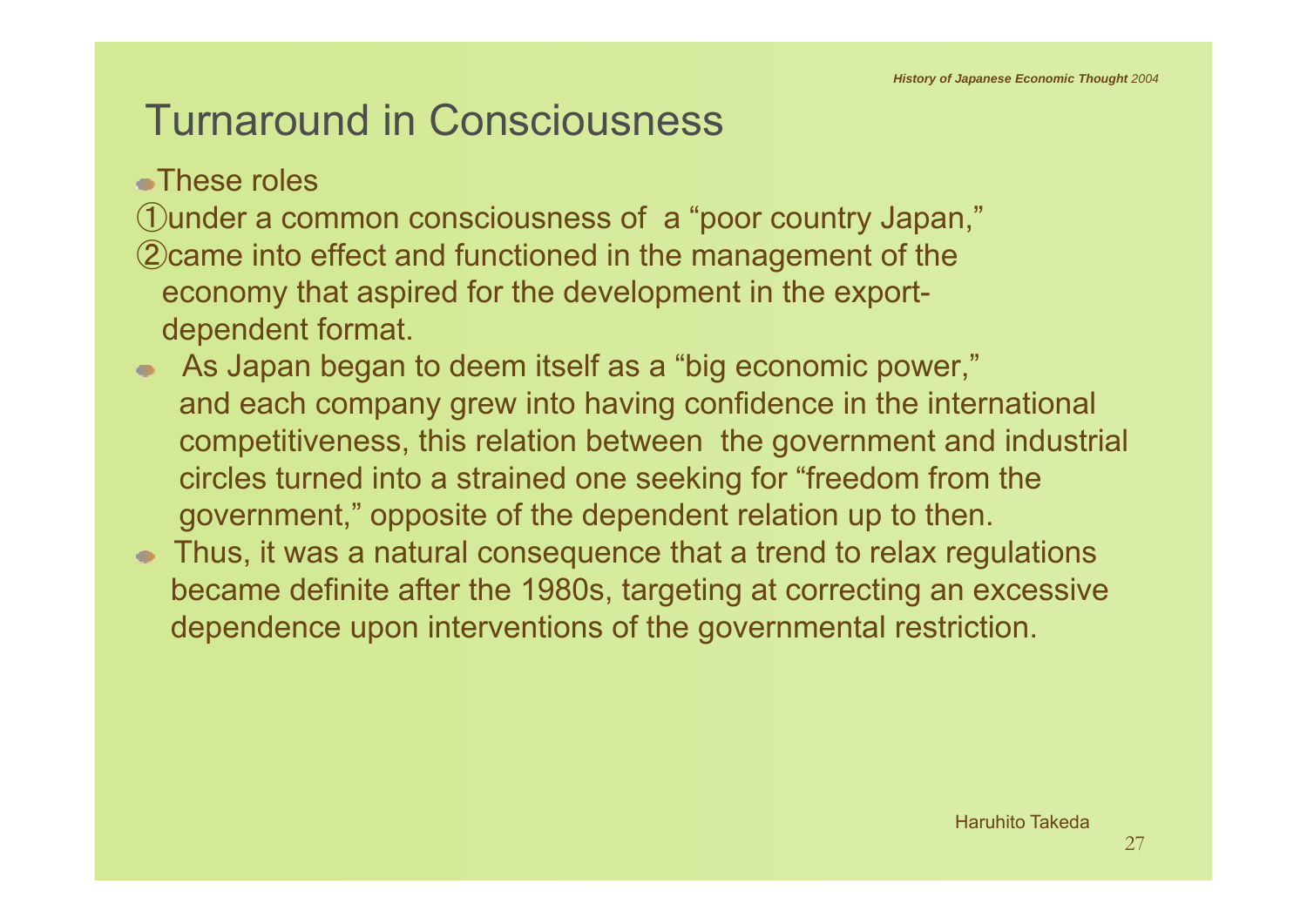# Turnaround in Consciousness

- These roles

①under a common consciousness of a "poor country Japan,"
②came into effect and functioned in the management of the economy that aspired for the development in the export-dependent format.

- As Japan began to deem itself as a "big economic power," and each company grew into having confidence in the international competitiveness, this relation between the government and industrial circles turned into a strained one seeking for "freedom from the government," opposite of the dependent relation up to then.
- Thus, it was a natural consequence that a trend to relax regulations became definite after the 1980s, targeting at correcting an excessive dependence upon interventions of the governmental restriction.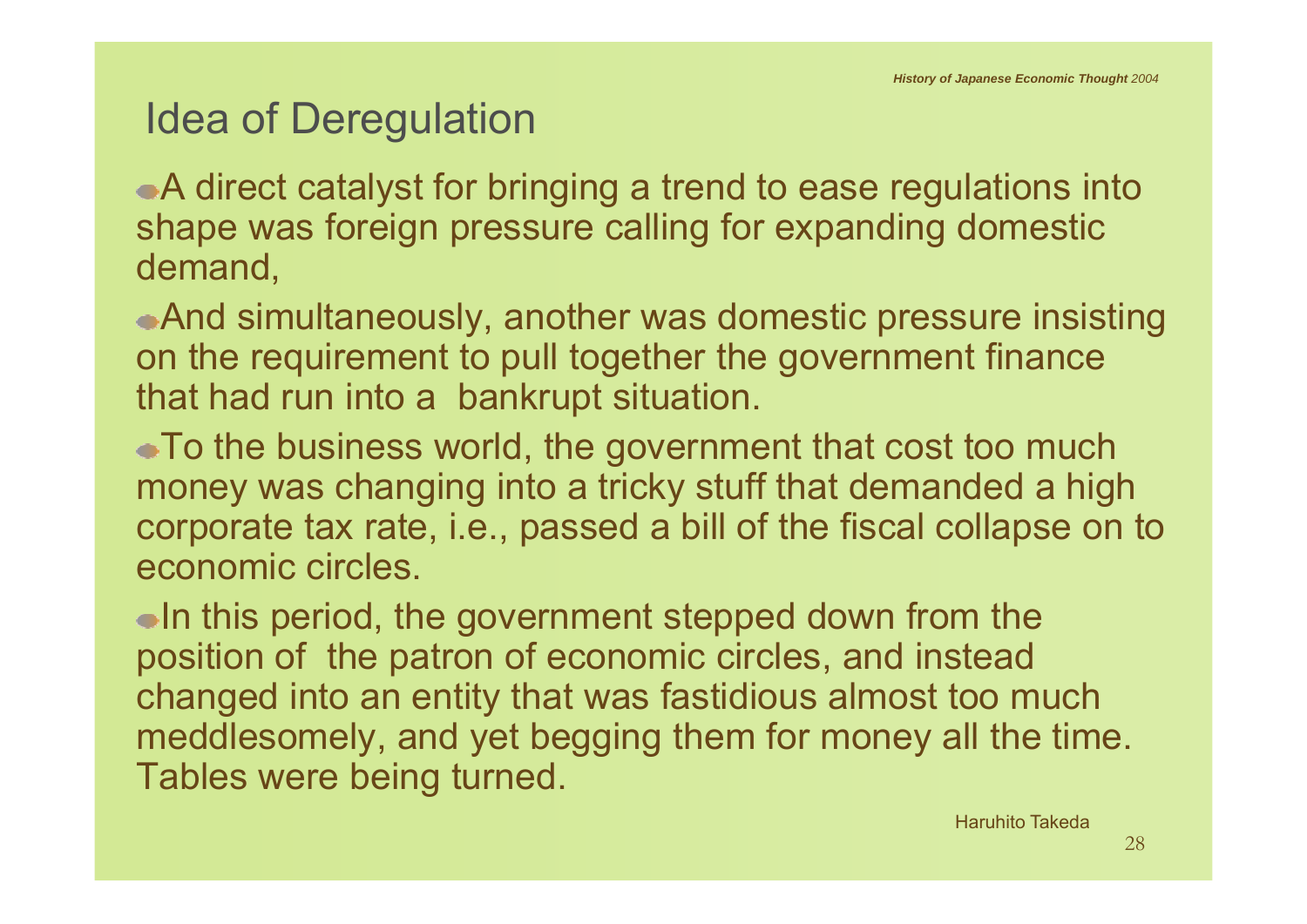## Idea of Deregulation

- A direct catalyst for bringing a trend to ease regulations into shape was foreign pressure calling for expanding domestic demand,
- And simultaneously, another was domestic pressure insisting on the requirement to pull together the government finance that had run into a bankrupt situation.
- To the business world, the government that cost too much money was changing into a tricky stuff that demanded a high corporate tax rate, i.e., passed a bill of the fiscal collapse on to economic circles.
- In this period, the government stepped down from the position of the patron of economic circles, and instead changed into an entity that was fastidious almost too much meddlesomely, and yet begging them for money all the time. Tables were being turned.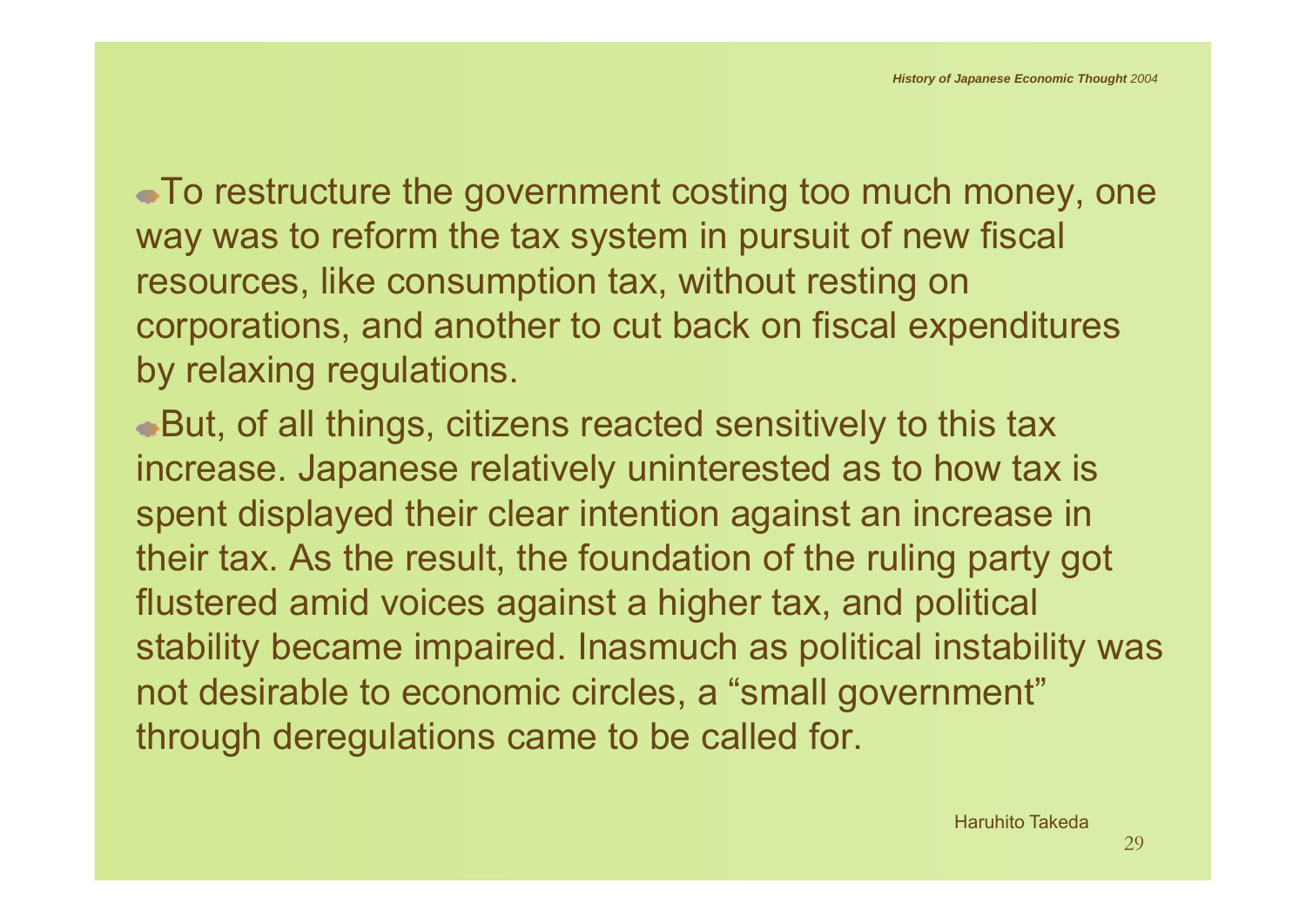- To restructure the government costing too much money, one way was to reform the tax system in pursuit of new fiscal resources, like consumption tax, without resting on corporations, and another to cut back on fiscal expenditures by relaxing regulations.
- But, of all things, citizens reacted sensitively to this tax increase. Japanese relatively uninterested as to how tax is spent displayed their clear intention against an increase in their tax. As the result, the foundation of the ruling party got flustered amid voices against a higher tax, and political stability became impaired. Inasmuch as political instability was not desirable to economic circles, a "small government" through deregulations came to be called for.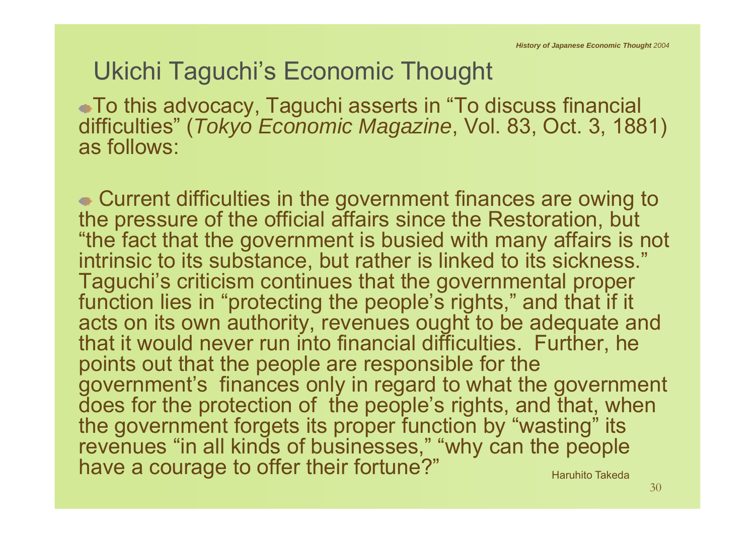## Ukichi Taguchi's Economic Thought

- To this advocacy, Taguchi asserts in "To discuss financial difficulties" (*Tokyo Economic Magazine*, Vol. 83, Oct. 3, 1881) as follows:

- Current difficulties in the government finances are owing to the pressure of the official affairs since the Restoration, but "the fact that the government is busied with many affairs is not intrinsic to its substance, but rather is linked to its sickness." Taguchi's criticism continues that the governmental proper function lies in "protecting the people's rights," and that if it acts on its own authority, revenues ought to be adequate and that it would never run into financial difficulties. Further, he points out that the people are responsible for the government's finances only in regard to what the government does for the protection of the people's rights, and that, when the government forgets its proper function by "wasting" its revenues "in all kinds of businesses," "why can the people have a courage to offer their fortune?"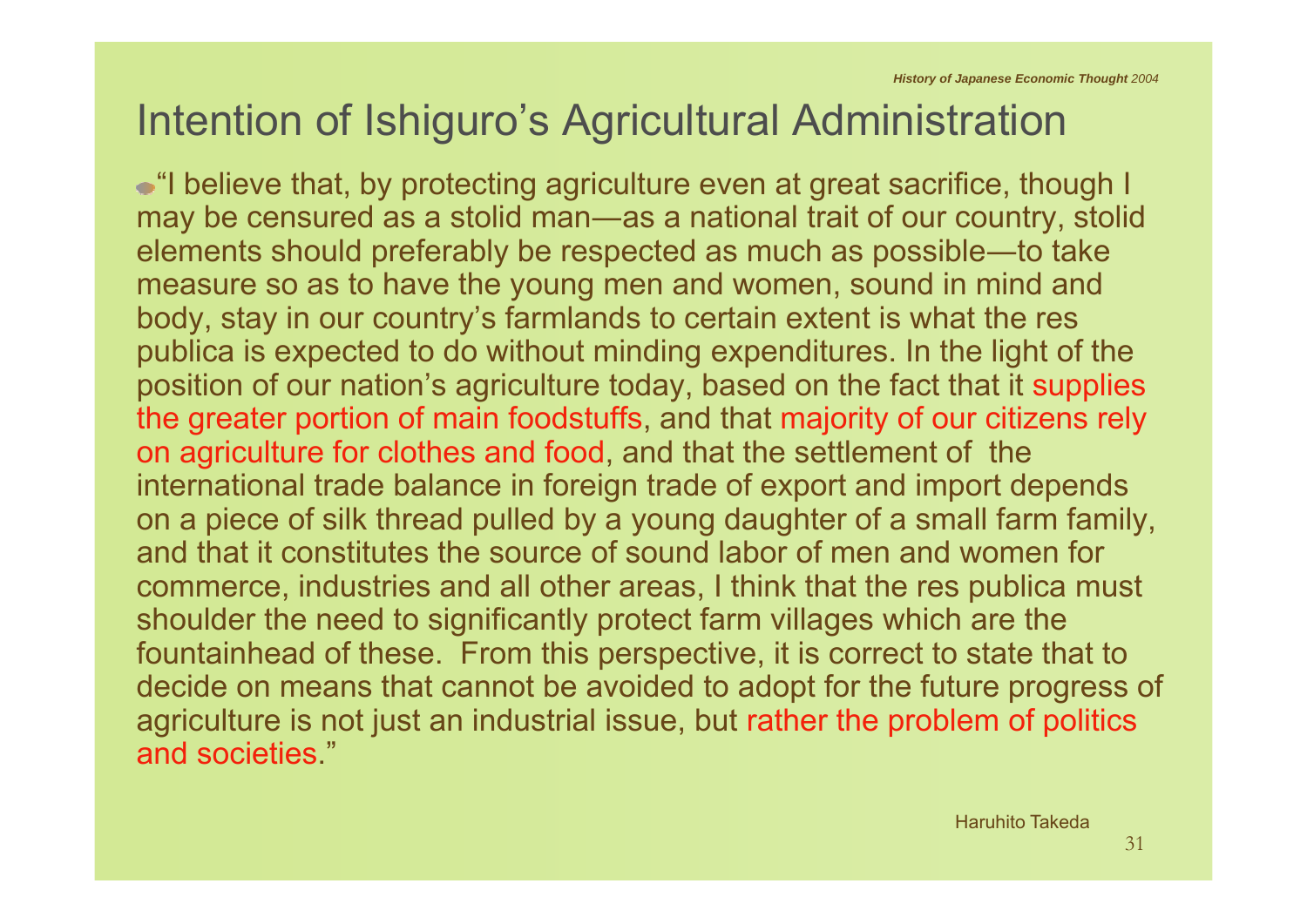# Intention of Ishiguro's Agricultural Administration

- "I believe that, by protecting agriculture even at great sacrifice, though I may be censured as a stolid man—as a national trait of our country, stolid elements should preferably be respected as much as possible—to take measure so as to have the young men and women, sound in mind and body, stay in our country's farmlands to certain extent is what the res publica is expected to do without minding expenditures. In the light of the position of our nation's agriculture today, based on the fact that it supplies the greater portion of main foodstuffs, and that majority of our citizens rely on agriculture for clothes and food, and that the settlement of the international trade balance in foreign trade of export and import depends on a piece of silk thread pulled by a young daughter of a small farm family, and that it constitutes the source of sound labor of men and women for commerce, industries and all other areas, I think that the res publica must shoulder the need to significantly protect farm villages which are the fountainhead of these. From this perspective, it is correct to state that to decide on means that cannot be avoided to adopt for the future progress of agriculture is not just an industrial issue, but rather the problem of politics and societies."

Haruhito Takeda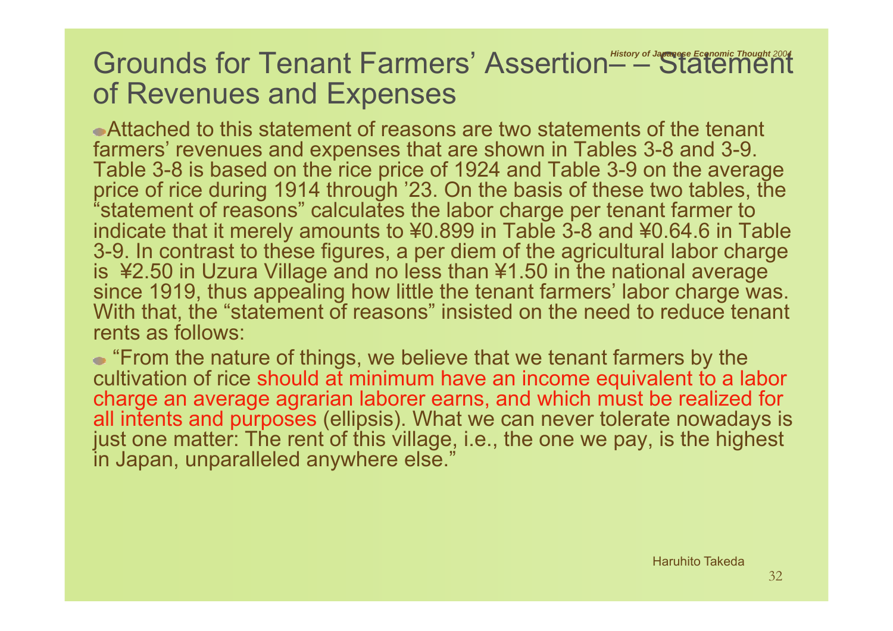# Grounds for Tenant Farmers' Assertion– – Statement of Revenues and Expenses

- Attached to this statement of reasons are two statements of the tenant farmers' revenues and expenses that are shown in Tables 3-8 and 3-9. Table 3-8 is based on the rice price of 1924 and Table 3-9 on the average price of rice during 1914 through '23. On the basis of these two tables, the "statement of reasons" calculates the labor charge per tenant farmer to indicate that it merely amounts to ¥0.899 in Table 3-8 and ¥0.64.6 in Table 3-9. In contrast to these figures, a per diem of the agricultural labor charge is ¥2.50 in Uzura Village and no less than ¥1.50 in the national average since 1919, thus appealing how little the tenant farmers' labor charge was. With that, the "statement of reasons" insisted on the need to reduce tenant rents as follows:
- "From the nature of things, we believe that we tenant farmers by the cultivation of rice should at minimum have an income equivalent to a labor charge an average agrarian laborer earns, and which must be realized for all intents and purposes (ellipsis). What we can never tolerate nowadays is just one matter: The rent of this village, i.e., the one we pay, is the highest in Japan, unparalleled anywhere else."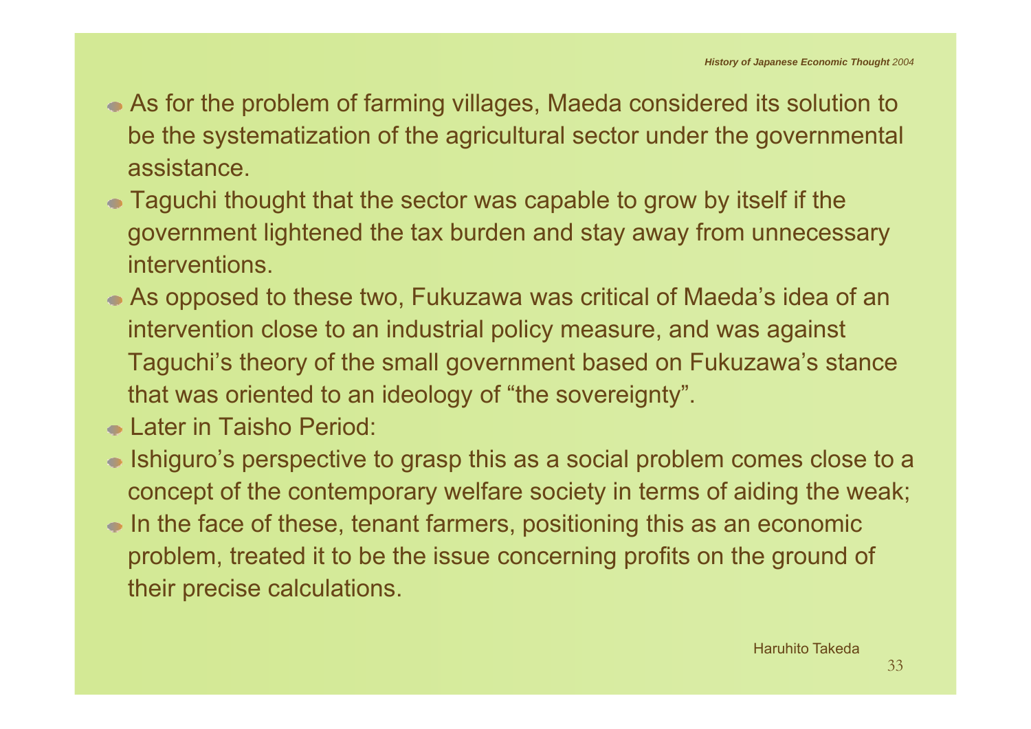- As for the problem of farming villages, Maeda considered its solution to be the systematization of the agricultural sector under the governmental assistance.
- Taguchi thought that the sector was capable to grow by itself if the government lightened the tax burden and stay away from unnecessary interventions.
- As opposed to these two, Fukuzawa was critical of Maeda's idea of an intervention close to an industrial policy measure, and was against Taguchi's theory of the small government based on Fukuzawa's stance that was oriented to an ideology of "the sovereignty".
- Later in Taisho Period:
- Ishiguro's perspective to grasp this as a social problem comes close to a concept of the contemporary welfare society in terms of aiding the weak;
- In the face of these, tenant farmers, positioning this as an economic problem, treated it to be the issue concerning profits on the ground of their precise calculations.

Haruhito Takeda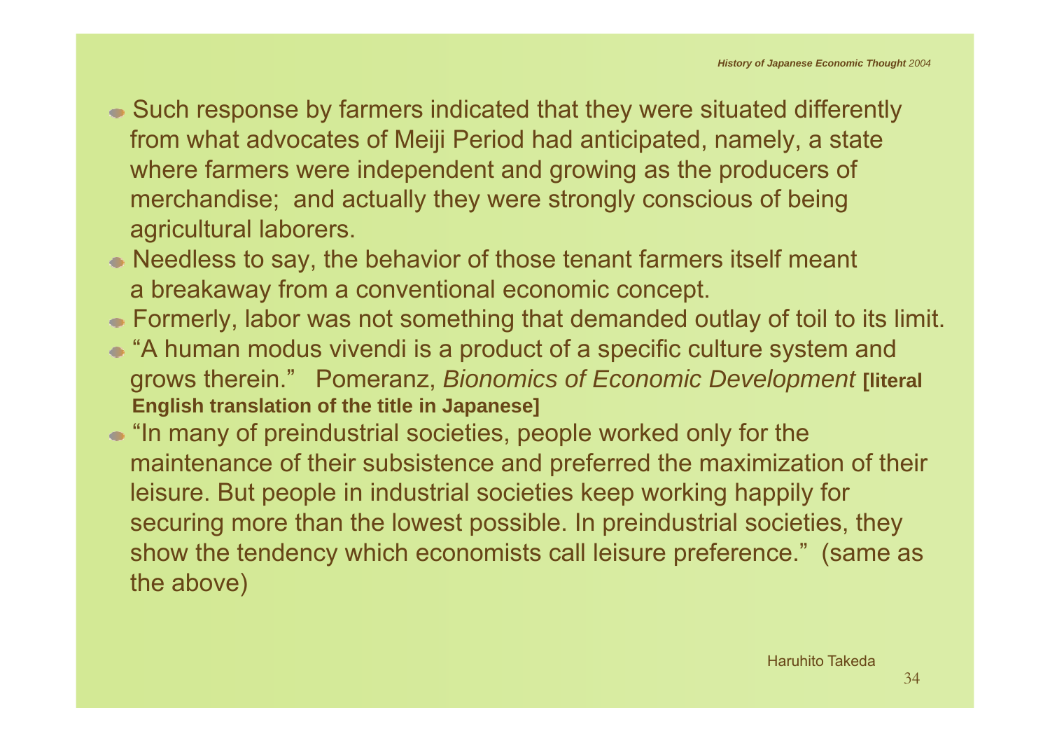- Such response by farmers indicated that they were situated differently from what advocates of Meiji Period had anticipated, namely, a state where farmers were independent and growing as the producers of merchandise; and actually they were strongly conscious of being agricultural laborers.
- Needless to say, the behavior of those tenant farmers itself meant a breakaway from a conventional economic concept.
- Formerly, labor was not something that demanded outlay of toil to its limit.
- "A human modus vivendi is a product of a specific culture system and grows therein." Pomeranz, *Bionomics of Economic Development* **[literal English translation of the title in Japanese]**
- "In many of preindustrial societies, people worked only for the maintenance of their subsistence and preferred the maximization of their leisure. But people in industrial societies keep working happily for securing more than the lowest possible. In preindustrial societies, they show the tendency which economists call leisure preference." (same as the above)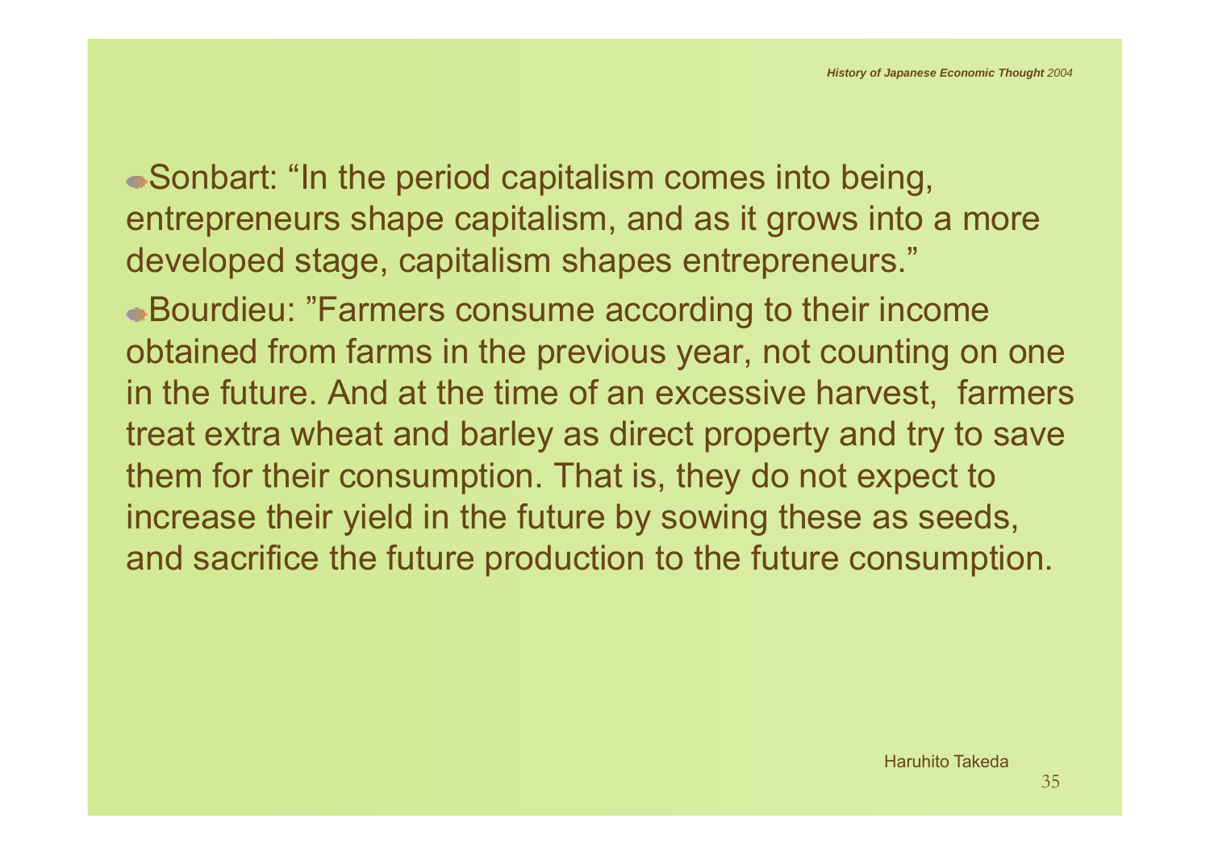- Sonbart: “In the period capitalism comes into being, entrepreneurs shape capitalism, and as it grows into a more developed stage, capitalism shapes entrepreneurs.”
- Bourdieu: ”Farmers consume according to their income obtained from farms in the previous year, not counting on one in the future. And at the time of an excessive harvest, farmers treat extra wheat and barley as direct property and try to save them for their consumption. That is, they do not expect to increase their yield in the future by sowing these as seeds, and sacrifice the future production to the future consumption.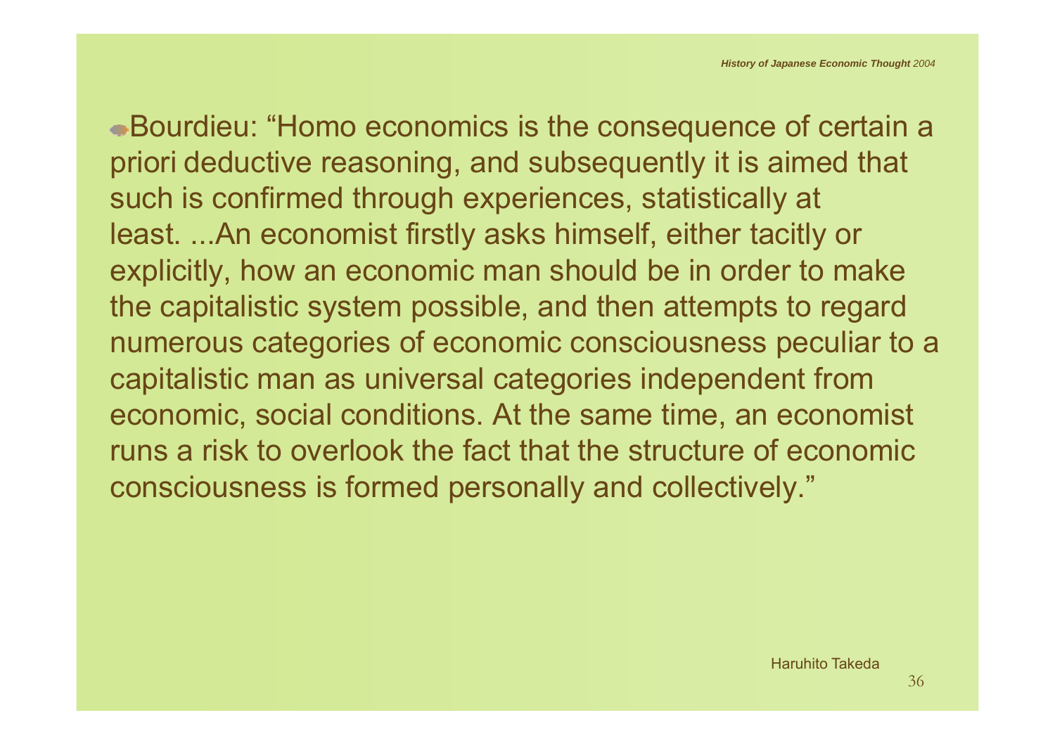- Bourdieu: "Homo economics is the consequence of certain a priori deductive reasoning, and subsequently it is aimed that such is confirmed through experiences, statistically at least. ...An economist firstly asks himself, either tacitly or explicitly, how an economic man should be in order to make the capitalistic system possible, and then attempts to regard numerous categories of economic consciousness peculiar to a capitalistic man as universal categories independent from economic, social conditions. At the same time, an economist runs a risk to overlook the fact that the structure of economic consciousness is formed personally and collectively."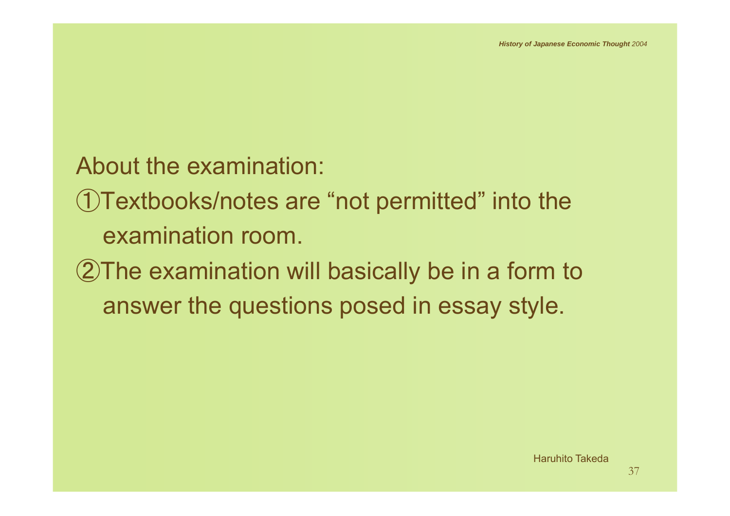About the examination:

①Textbooks/notes are “not permitted” into the examination room.

②The examination will basically be in a form to answer the questions posed in essay style.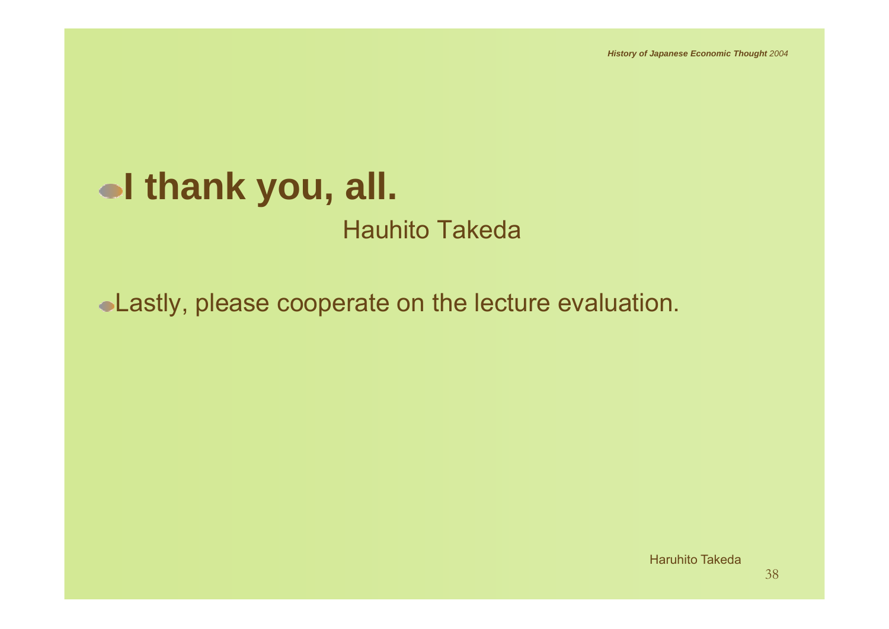- **I thank you, all.**

  Hauhito Takeda

- Lastly, please cooperate on the lecture evaluation.